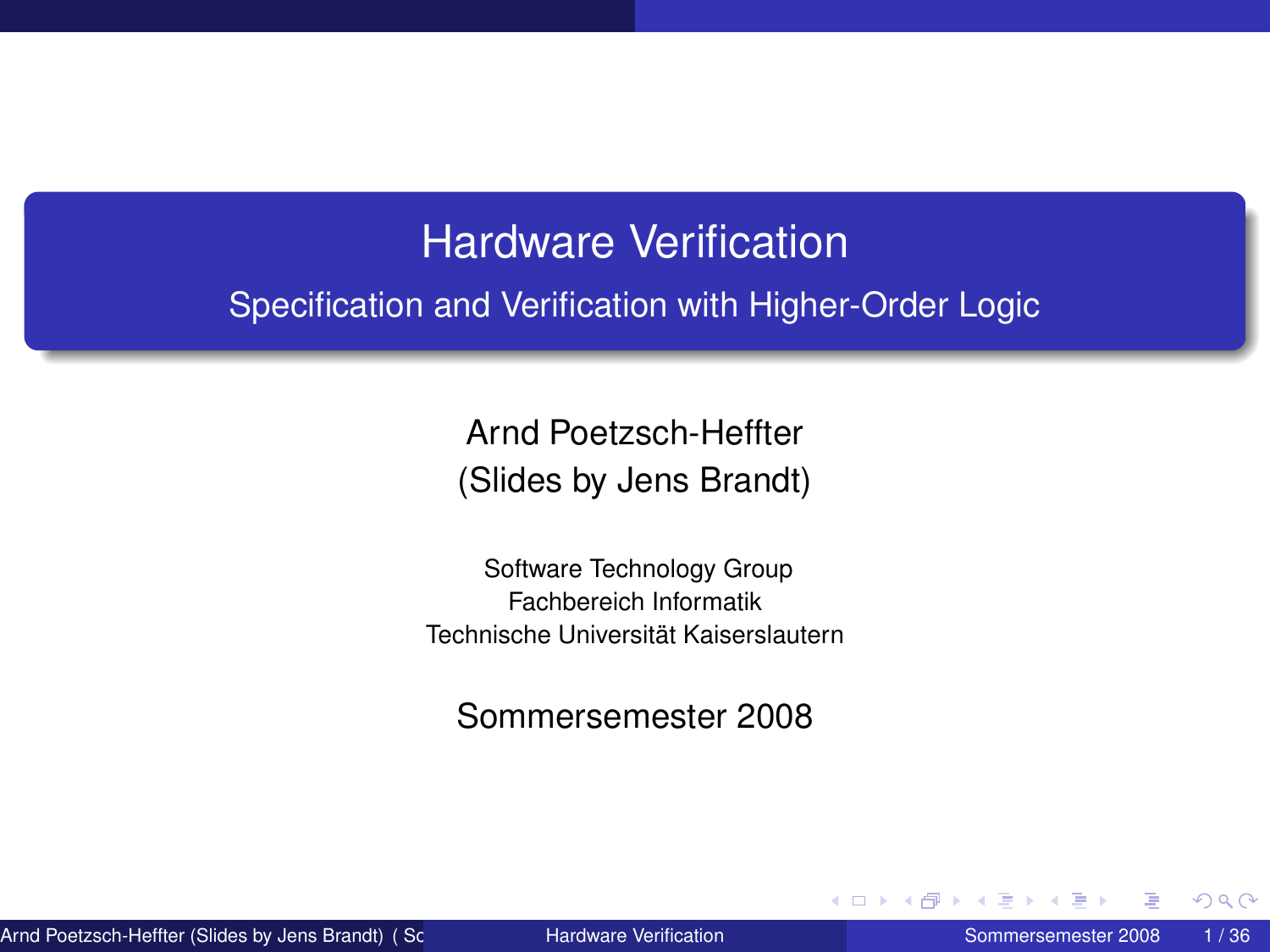# Hardware Verification

## Specification and Verification with Higher-Order Logic

Arnd Poetzsch-Heffter
(Slides by Jens Brandt)

Software Technology Group
Fachbereich Informatik
Technische Universität Kaiserslautern

Sommersemester 2008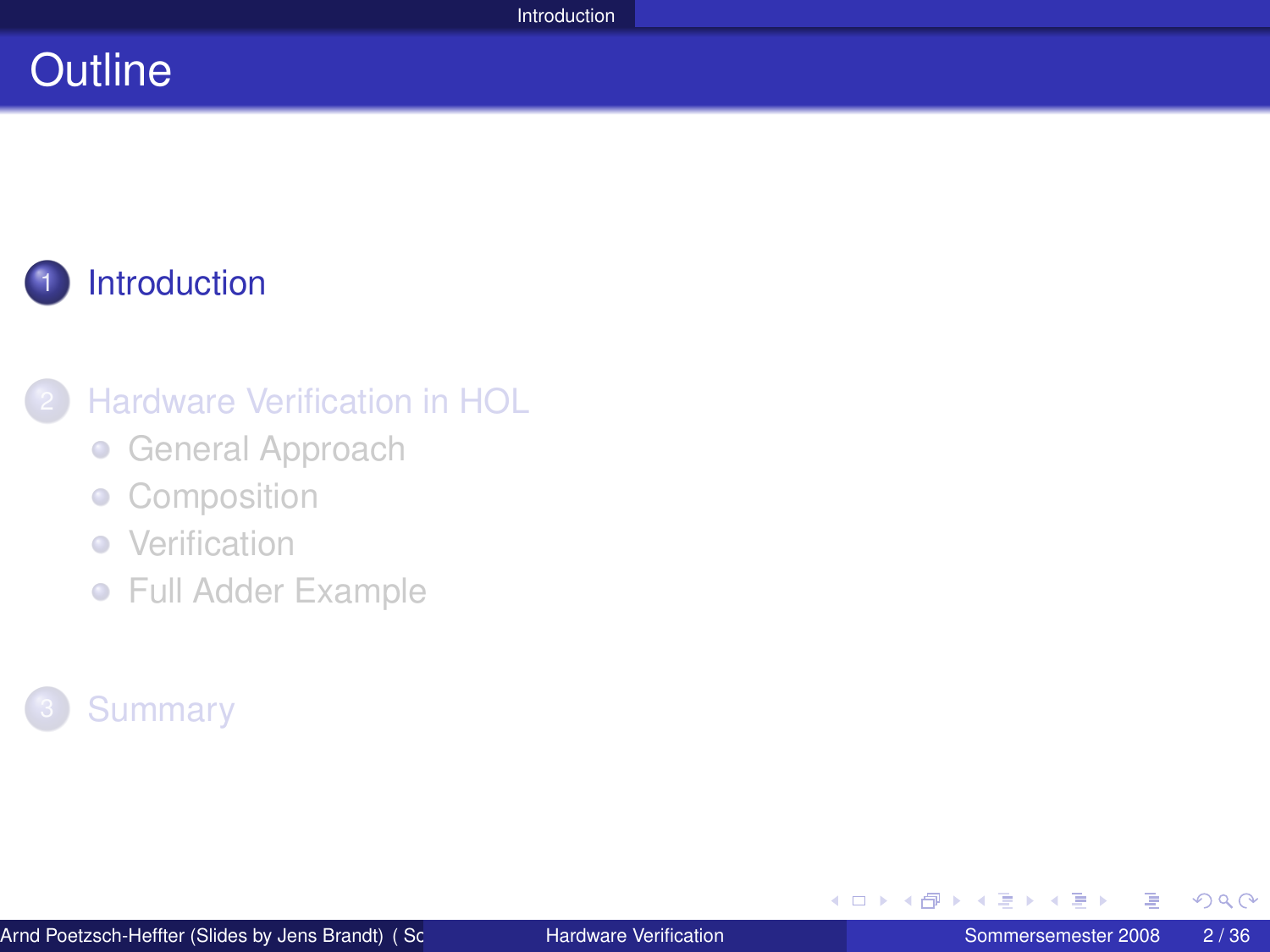# Outline

1. Introduction

2. Hardware Verification in HOL
   - General Approach
   - Composition
   - Verification
   - Full Adder Example

3. Summary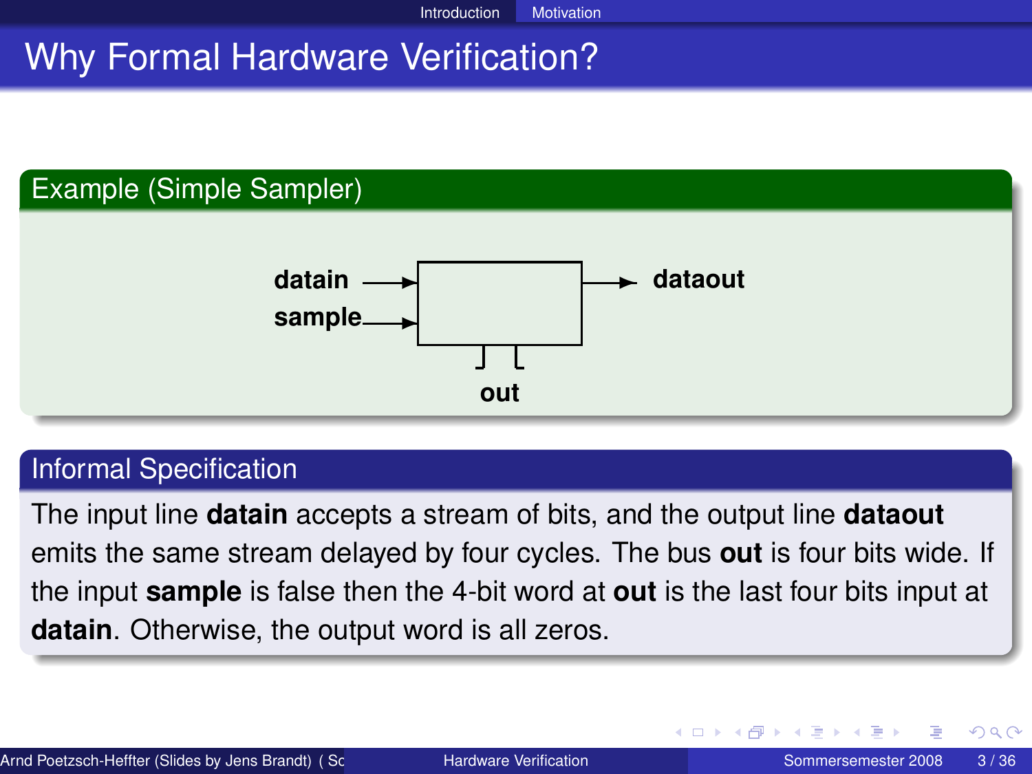# Why Formal Hardware Verification?

## Example (Simple Sampler)

datain → [ ] → dataout

sample → [ ]

out

## Informal Specification

The input line **datain** accepts a stream of bits, and the output line **dataout** emits the same stream delayed by four cycles. The bus **out** is four bits wide. If the input **sample** is false then the 4-bit word at **out** is the last four bits input at **datain**. Otherwise, the output word is all zeros.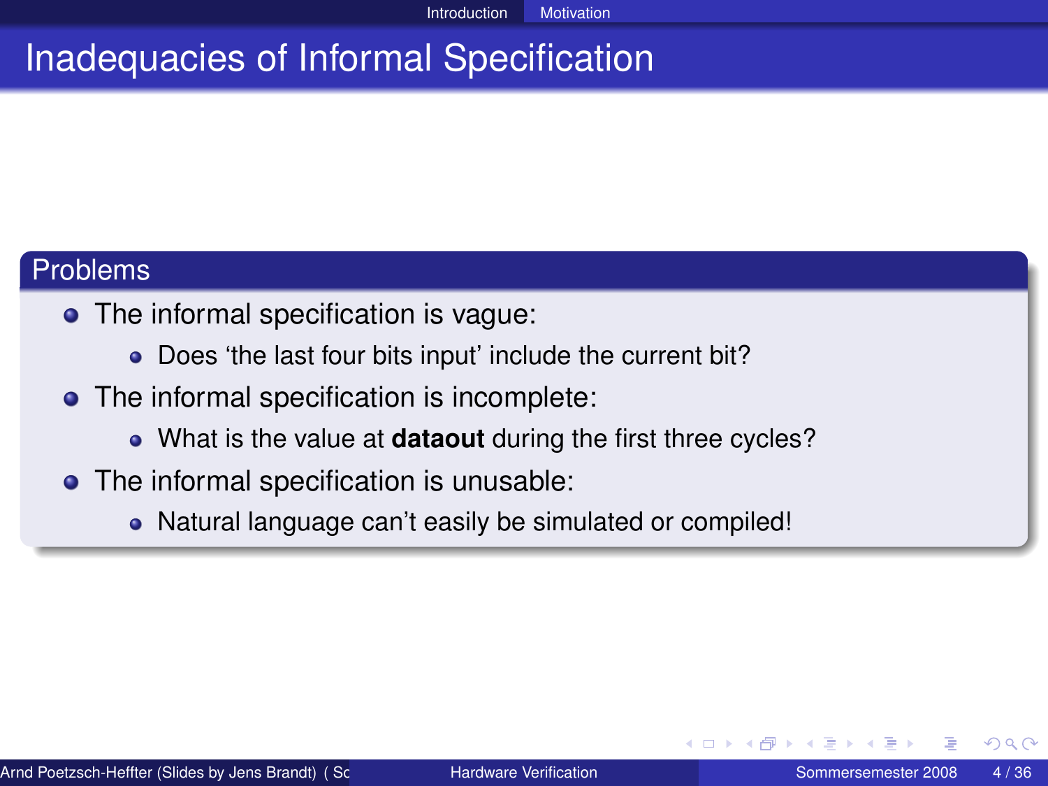# Inadequacies of Informal Specification

## Problems

- The informal specification is vague:
  - Does ‘the last four bits input’ include the current bit?
- The informal specification is incomplete:
  - What is the value at **dataout** during the first three cycles?
- The informal specification is unusable:
  - Natural language can’t easily be simulated or compiled!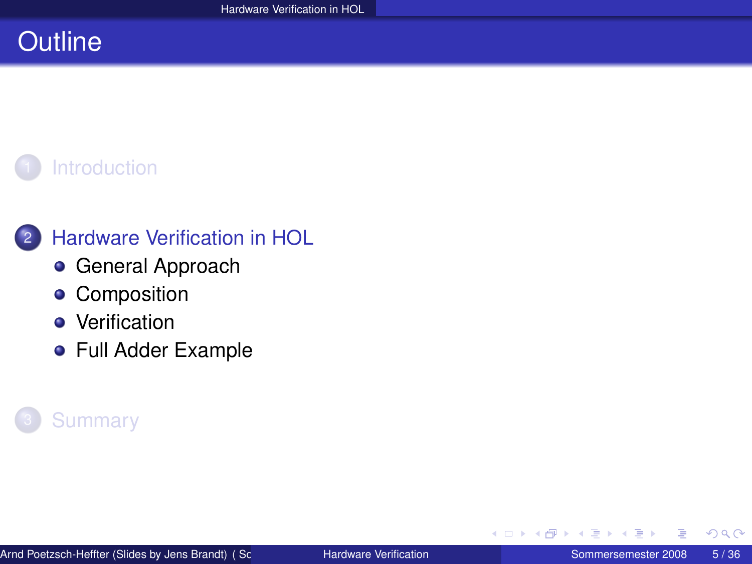# Outline

1. Introduction

2. Hardware Verification in HOL
   - General Approach
   - Composition
   - Verification
   - Full Adder Example

3. Summary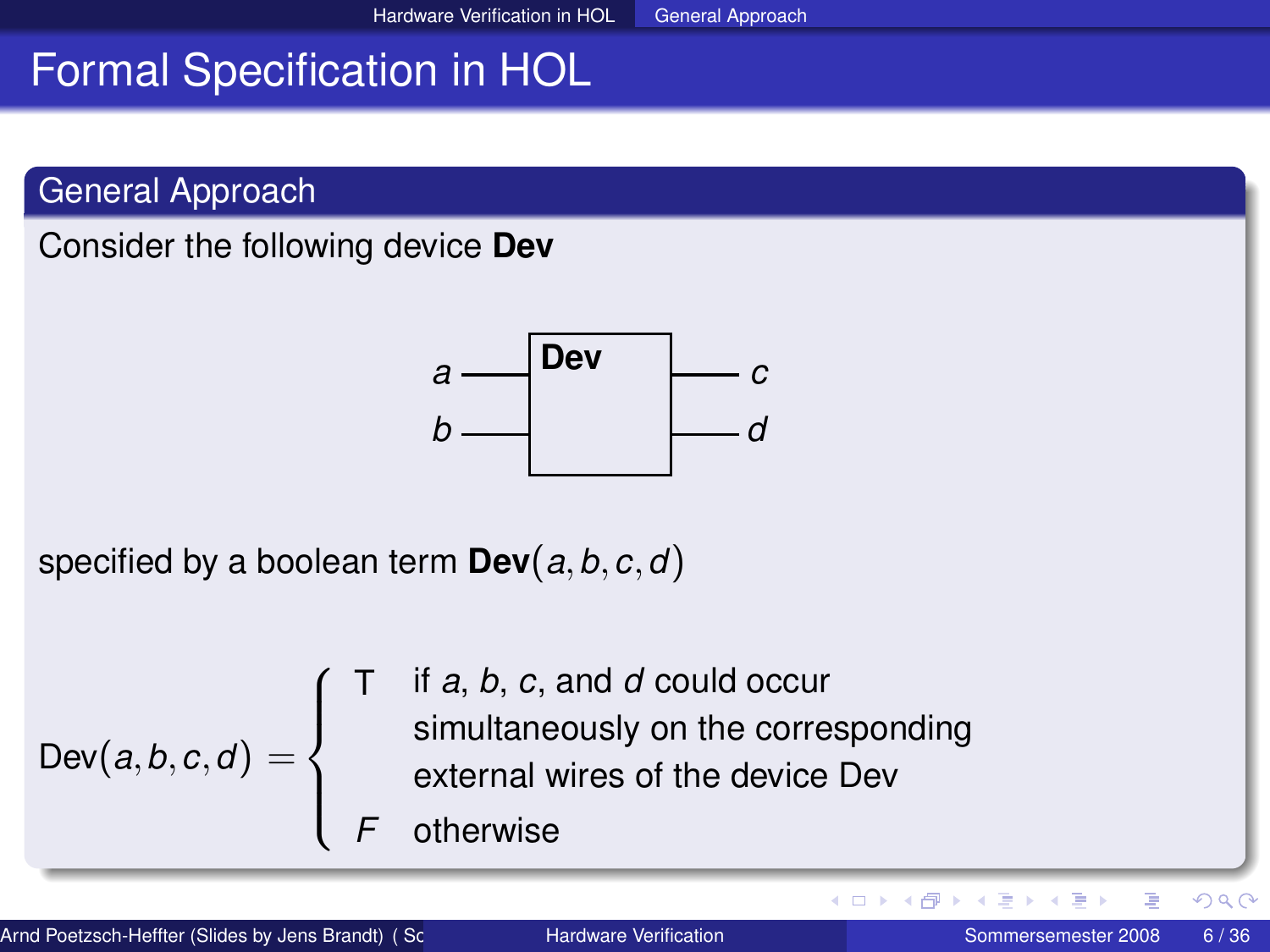# Formal Specification in HOL

## General Approach

Consider the following device **Dev**

```
a ----+-------+---- c
      |  Dev  |
b ----+-------+---- d
```

specified by a boolean term **Dev**$(a, b, c, d)$

$$\text{Dev}(a, b, c, d) = \begin{cases} \text{T} & \text{if } a, b, c, \text{ and } d \text{ could occur simultaneously on the corresponding external wires of the device Dev} \\ F & \text{otherwise} \end{cases}$$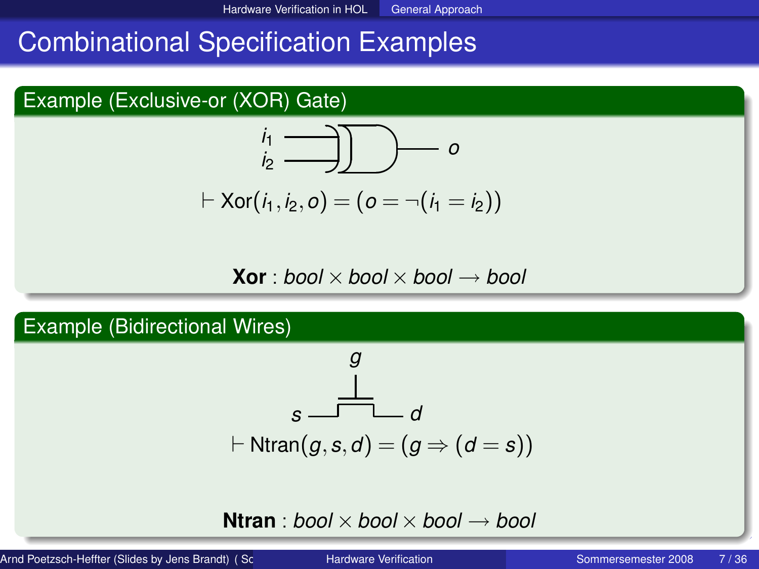# Combinational Specification Examples

## Example (Exclusive-or (XOR) Gate)

$i_1$, $i_2$ → $o$

$$\vdash \text{Xor}(i_1, i_2, o) = (o = \neg(i_1 = i_2))$$

**Xor** : *bool* × *bool* × *bool* → *bool*

## Example (Bidirectional Wires)

$g$, $s$, $d$

$$\vdash \text{Ntran}(g, s, d) = (g \Rightarrow (d = s))$$

**Ntran** : *bool* × *bool* × *bool* → *bool*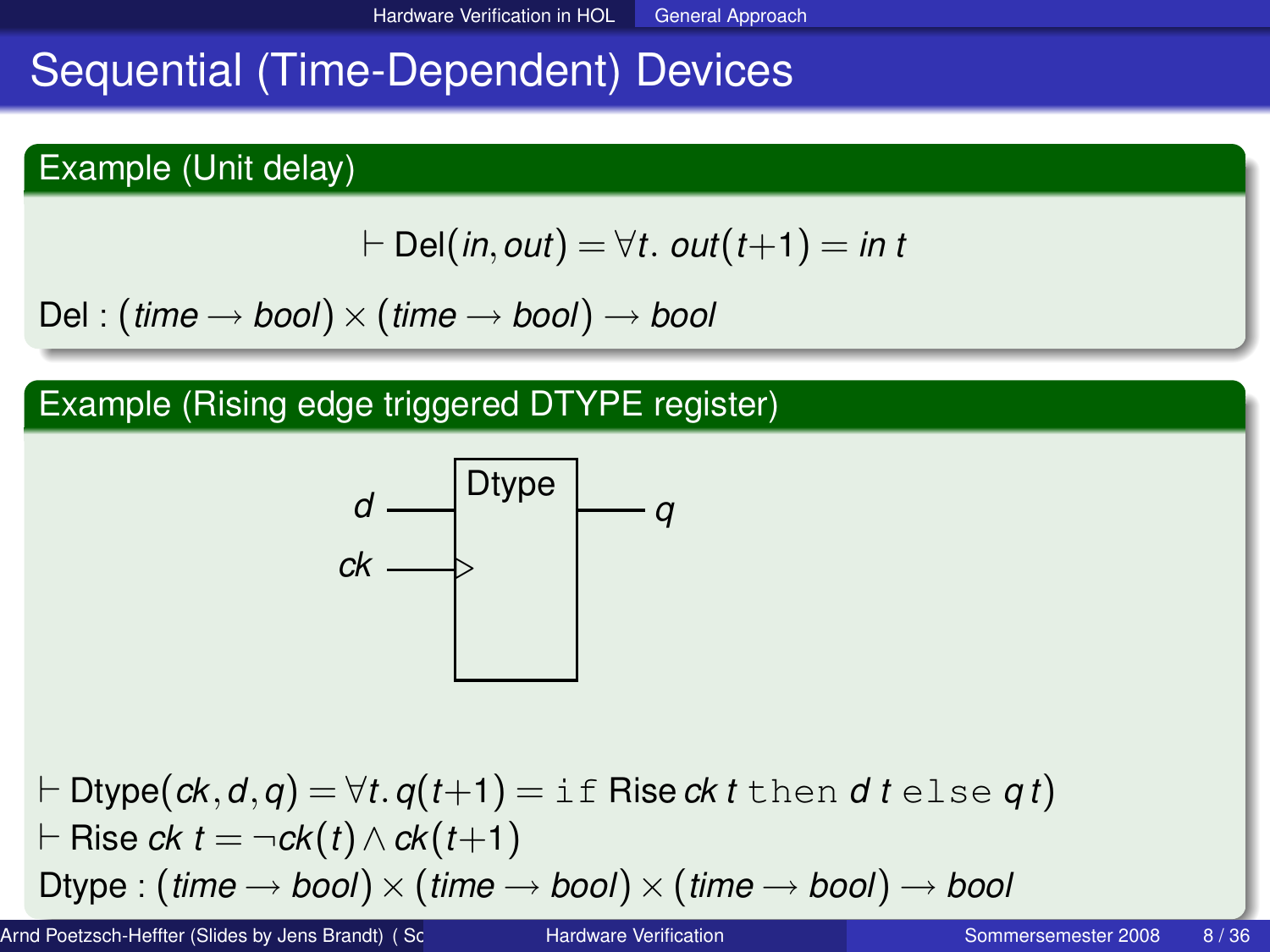# Sequential (Time-Dependent) Devices

## Example (Unit delay)

$$\vdash \text{Del}(in, out) = \forall t.\ out(t+1) = in\ t$$

Del : $(time \rightarrow bool) \times (time \rightarrow bool) \rightarrow bool$

## Example (Rising edge triggered DTYPE register)

Dtype

$d$

$ck$

$q$

$\vdash \text{Dtype}(ck, d, q) = \forall t.\ q(t+1) = \texttt{if}\ \text{Rise}\ ck\ t\ \texttt{then}\ d\ t\ \texttt{else}\ q\ t)$

$\vdash \text{Rise}\ ck\ t = \neg ck(t) \wedge ck(t+1)$

Dtype : $(time \rightarrow bool) \times (time \rightarrow bool) \times (time \rightarrow bool) \rightarrow bool$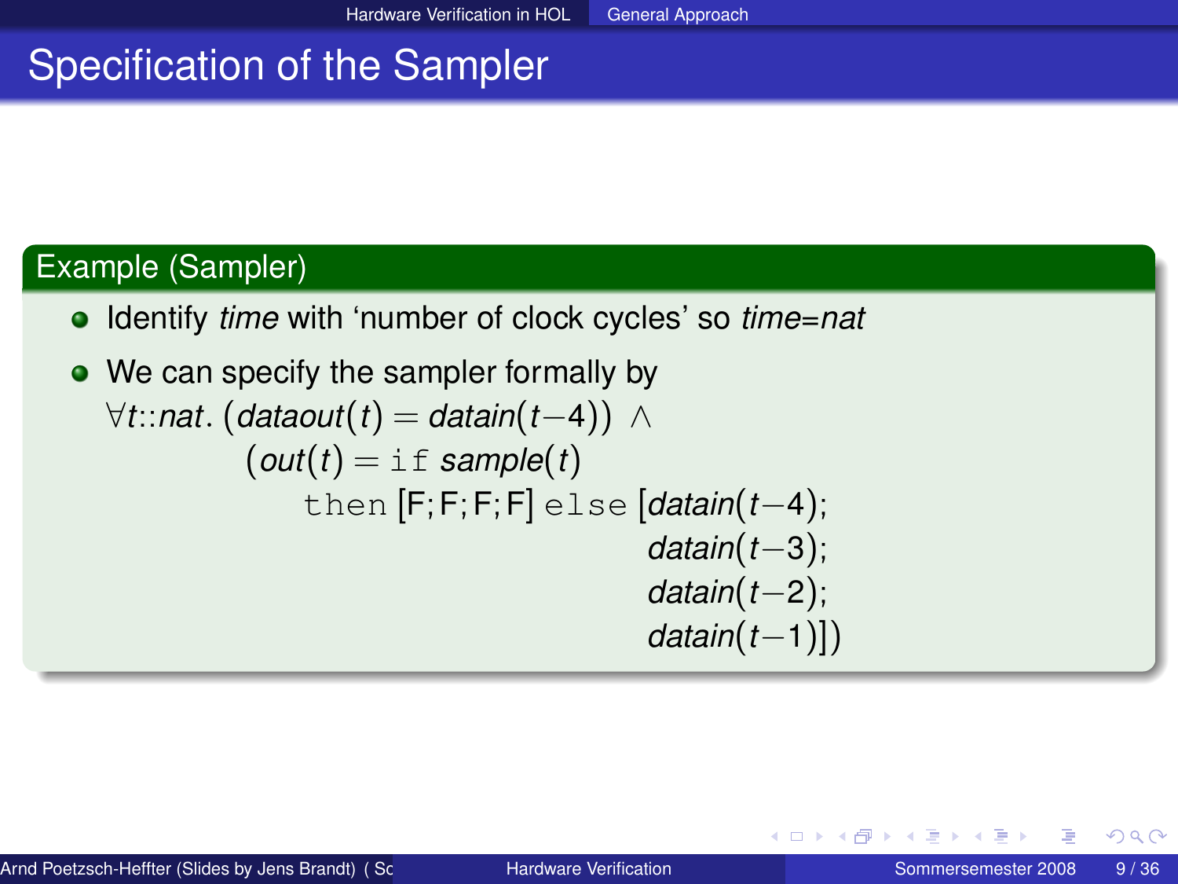# Specification of the Sampler

## Example (Sampler)

- Identify *time* with 'number of clock cycles' so *time*=*nat*
- We can specify the sampler formally by

$$
\begin{array}{l}
\forall t{::}nat.\ (dataout(t) = datain(t-4))\ \wedge \\
\qquad (out(t) = \texttt{if}\ sample(t) \\
\qquad\qquad \texttt{then}\ [F;F;F;F]\ \texttt{else}\ [datain(t-4); \\
\qquad\qquad\qquad\qquad\qquad\qquad datain(t-3); \\
\qquad\qquad\qquad\qquad\qquad\qquad datain(t-2); \\
\qquad\qquad\qquad\qquad\qquad\qquad datain(t-1)])
\end{array}
$$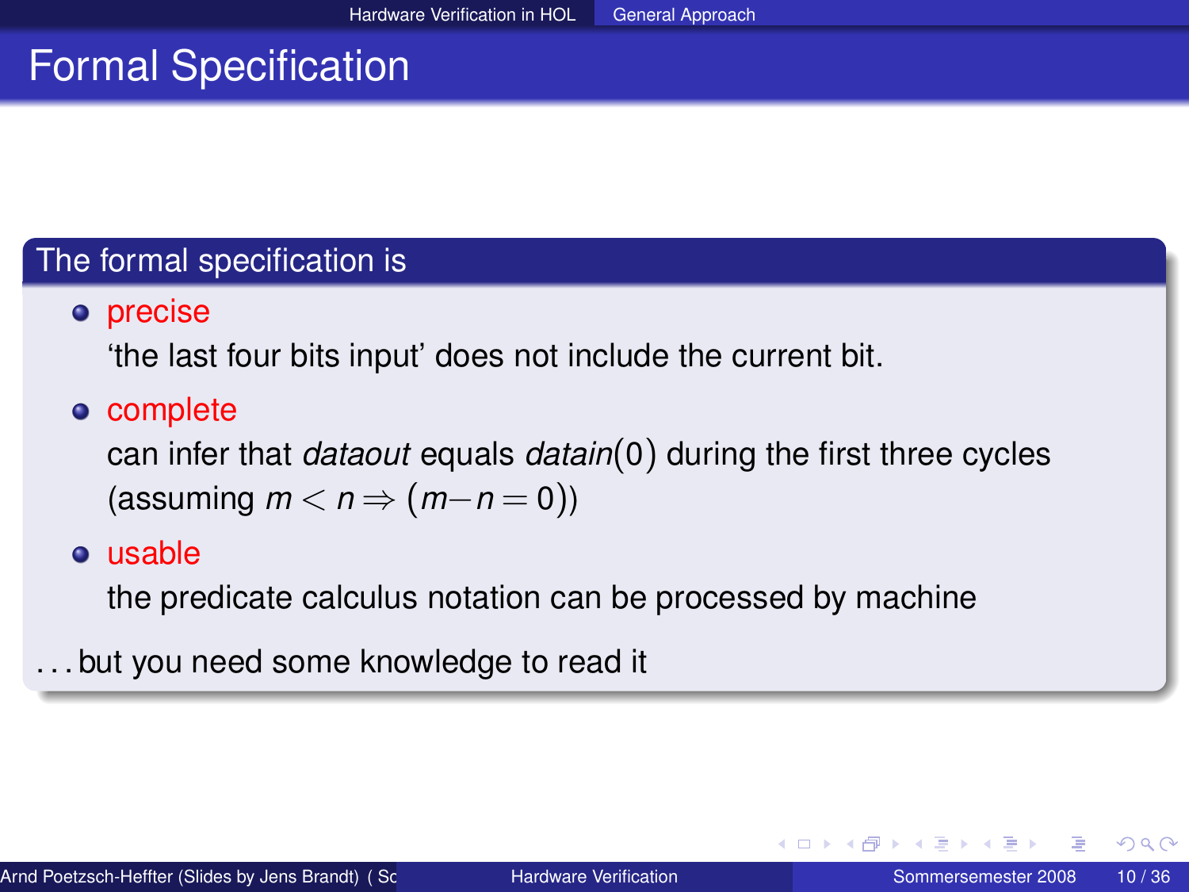# Formal Specification

## The formal specification is

- precise

  'the last four bits input' does not include the current bit.

- complete

  can infer that *dataout* equals *datain*(0) during the first three cycles (assuming $m < n \Rightarrow (m-n = 0)$)

- usable

  the predicate calculus notation can be processed by machine

. . . but you need some knowledge to read it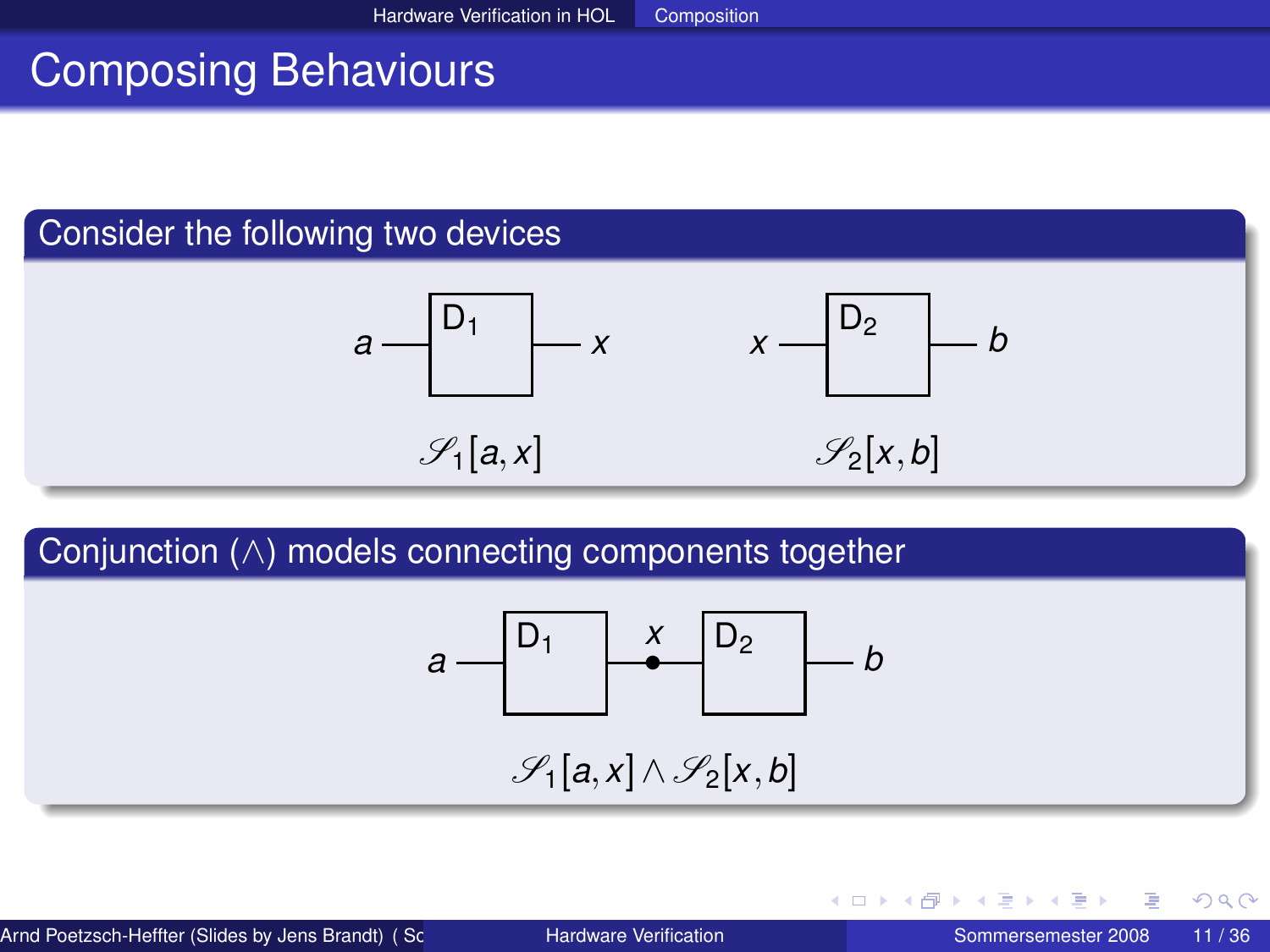# Composing Behaviours

## Consider the following two devices

$a$ — D$_1$ — $x$        $x$ — D$_2$ — $b$

$\mathcal{S}_1[a, x]$        $\mathcal{S}_2[x, b]$

## Conjunction ($\wedge$) models connecting components together

$a$ — D$_1$ — $x$ — D$_2$ — $b$

$$\mathcal{S}_1[a, x] \wedge \mathcal{S}_2[x, b]$$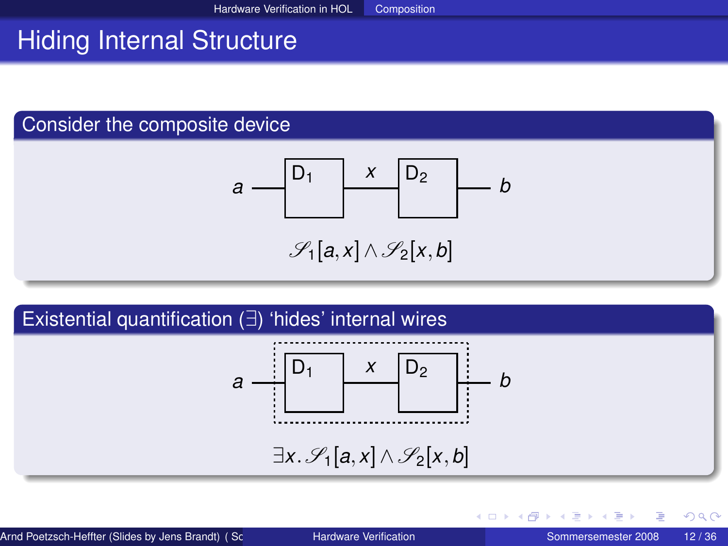# Hiding Internal Structure

## Consider the composite device

$$\mathscr{S}_1[a, x] \wedge \mathscr{S}_2[x, b]$$

## Existential quantification (∃) 'hides' internal wires

$$\exists x.\, \mathscr{S}_1[a, x] \wedge \mathscr{S}_2[x, b]$$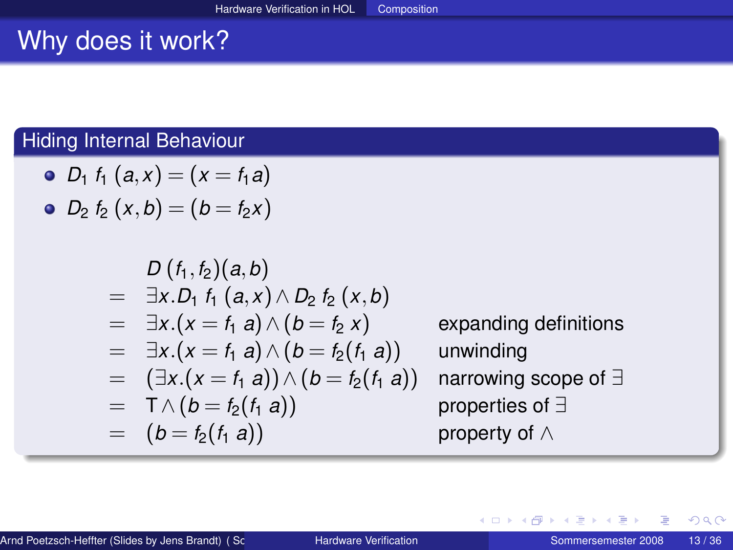# Why does it work?

## Hiding Internal Behaviour

- $D_1\ f_1\ (a, x) = (x = f_1\, a)$
- $D_2\ f_2\ (x, b) = (b = f_2 x)$

$$
\begin{array}{lll}
 & D\ (f_1, f_2)(a, b) & \\
= & \exists x. D_1\ f_1\ (a, x) \wedge D_2\ f_2\ (x, b) & \\
= & \exists x. (x = f_1\ a) \wedge (b = f_2\ x) & \text{expanding definitions} \\
= & \exists x. (x = f_1\ a) \wedge (b = f_2 (f_1\ a)) & \text{unwinding} \\
= & (\exists x. (x = f_1\ a)) \wedge (b = f_2 (f_1\ a)) & \text{narrowing scope of } \exists \\
= & \mathrm{T} \wedge (b = f_2 (f_1\ a)) & \text{properties of } \exists \\
= & (b = f_2 (f_1\ a)) & \text{property of } \wedge
\end{array}
$$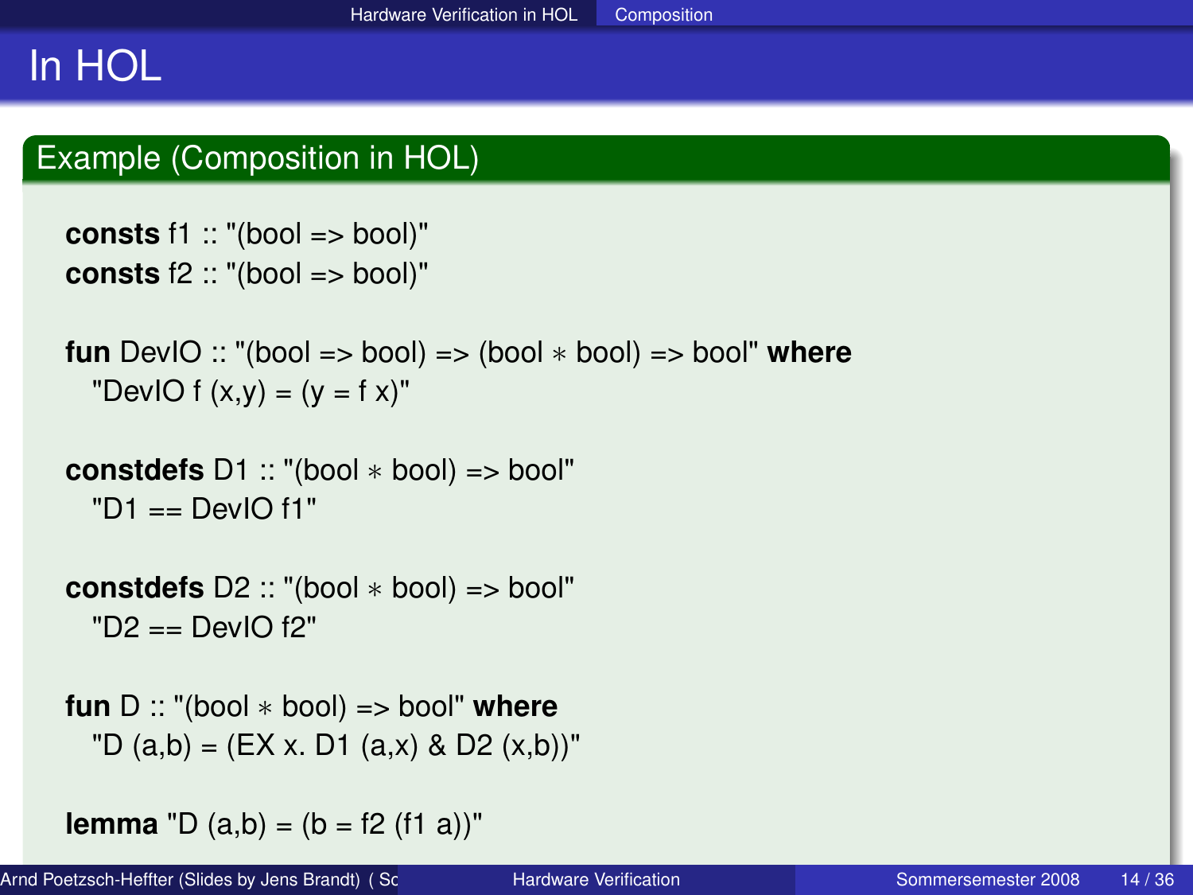# In HOL

## Example (Composition in HOL)

```
consts f1 :: "(bool => bool)"
consts f2 :: "(bool => bool)"

fun DevIO :: "(bool => bool) => (bool * bool) => bool" where
  "DevIO f (x,y) = (y = f x)"

constdefs D1 :: "(bool * bool) => bool"
  "D1 == DevIO f1"

constdefs D2 :: "(bool * bool) => bool"
  "D2 == DevIO f2"

fun D :: "(bool * bool) => bool" where
  "D (a,b) = (EX x. D1 (a,x) & D2 (x,b))"

lemma "D (a,b) = (b = f2 (f1 a))"
```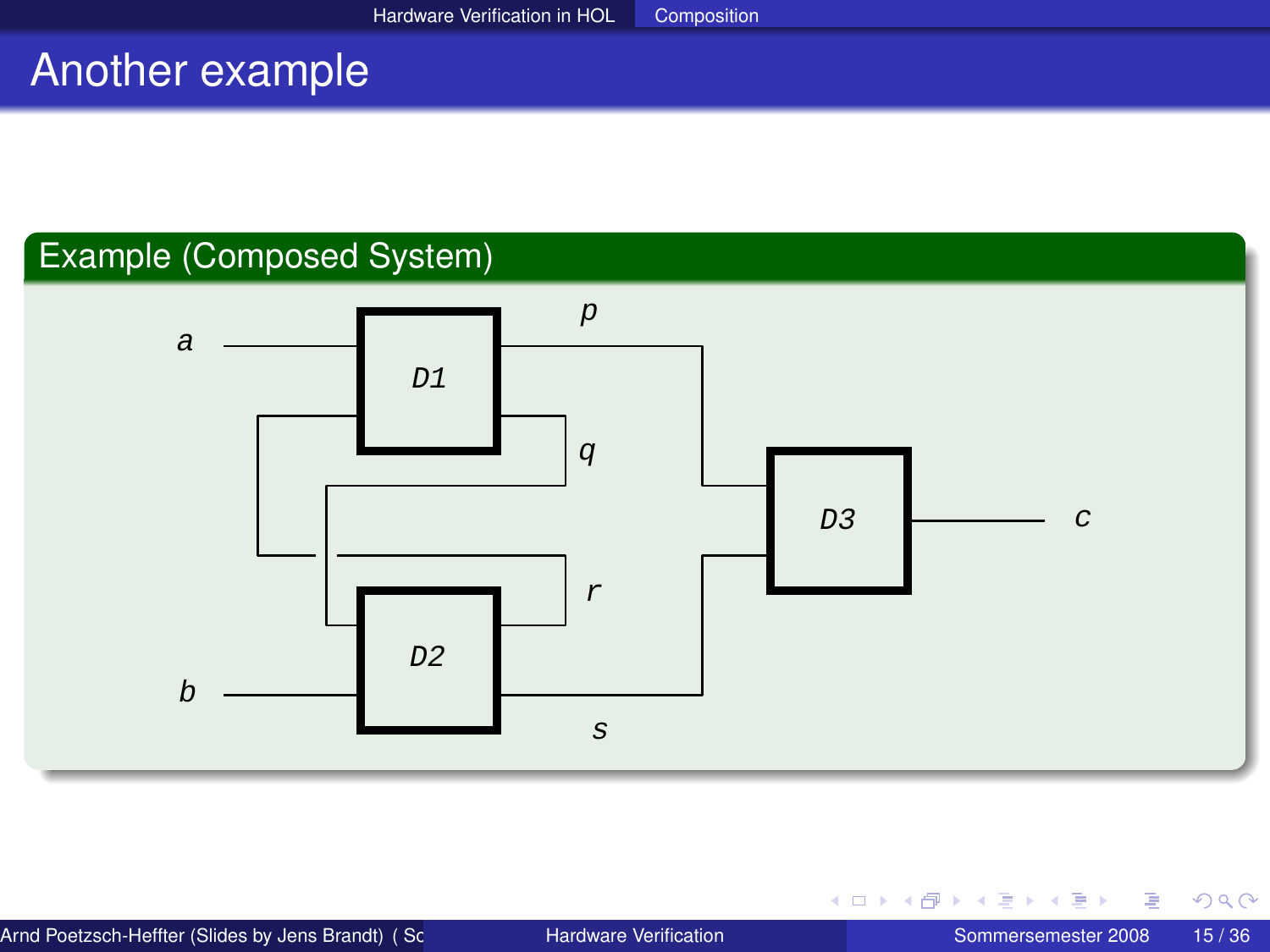# Another example

## Example (Composed System)

a, b, p, q, r, s, c

D1, D2, D3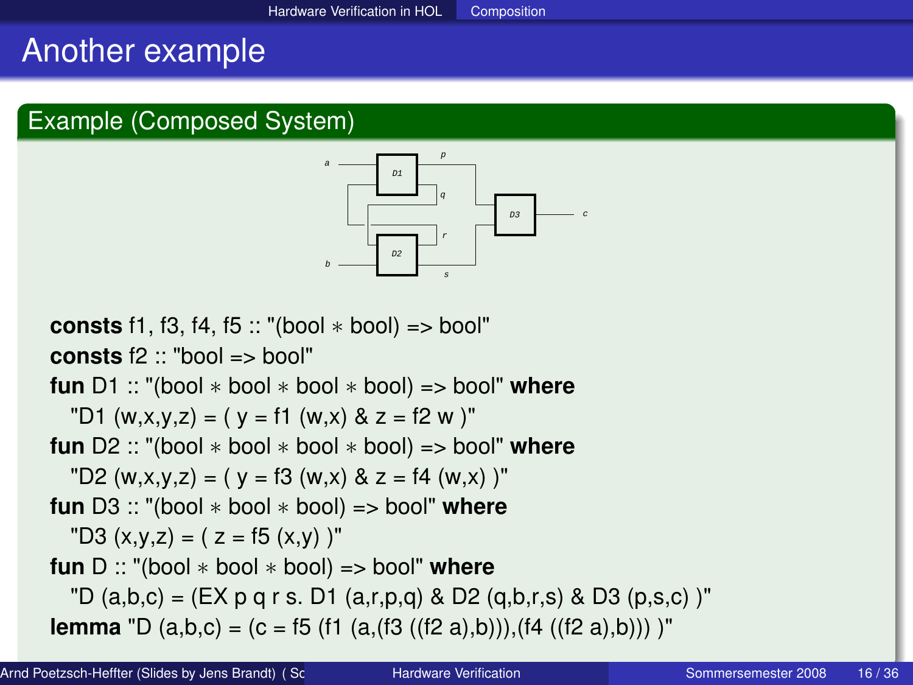# Another example

## Example (Composed System)

```
consts f1, f3, f4, f5 :: "(bool * bool) => bool"
consts f2 :: "bool => bool"
fun D1 :: "(bool * bool * bool * bool) => bool" where
  "D1 (w,x,y,z) = ( y = f1 (w,x) & z = f2 w )"
fun D2 :: "(bool * bool * bool * bool) => bool" where
  "D2 (w,x,y,z) = ( y = f3 (w,x) & z = f4 (w,x) )"
fun D3 :: "(bool * bool * bool) => bool" where
  "D3 (x,y,z) = ( z = f5 (x,y) )"
fun D :: "(bool * bool * bool) => bool" where
  "D (a,b,c) = (EX p q r s. D1 (a,r,p,q) & D2 (q,b,r,s) & D3 (p,s,c) )"
lemma "D (a,b,c) = (c = f5 (f1 (a,(f3 ((f2 a),b))),(f4 ((f2 a),b))) )"
```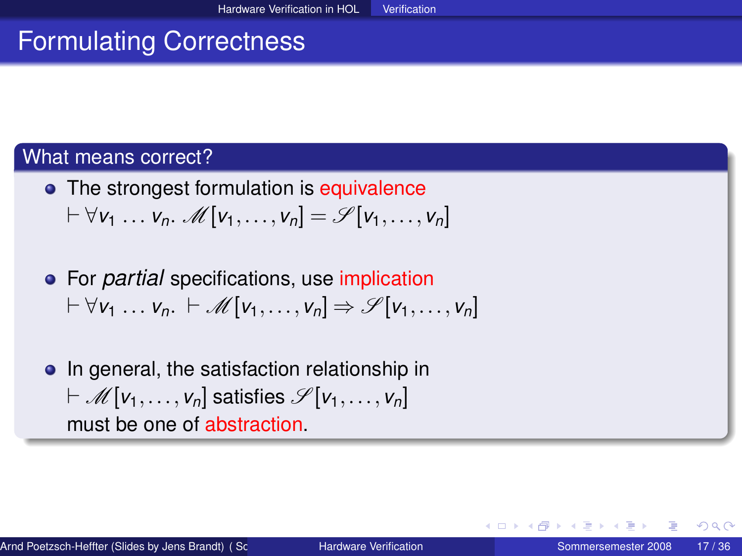# Formulating Correctness

## What means correct?

- The strongest formulation is equivalence
  $\vdash \forall v_1 \ldots v_n.\ \mathscr{M}[v_1, \ldots, v_n] = \mathscr{S}[v_1, \ldots, v_n]$

- For *partial* specifications, use implication
  $\vdash \forall v_1 \ldots v_n.\ \vdash \mathscr{M}[v_1, \ldots, v_n] \Rightarrow \mathscr{S}[v_1, \ldots, v_n]$

- In general, the satisfaction relationship in
  $\vdash \mathscr{M}[v_1, \ldots, v_n]$ satisfies $\mathscr{S}[v_1, \ldots, v_n]$
  must be one of abstraction.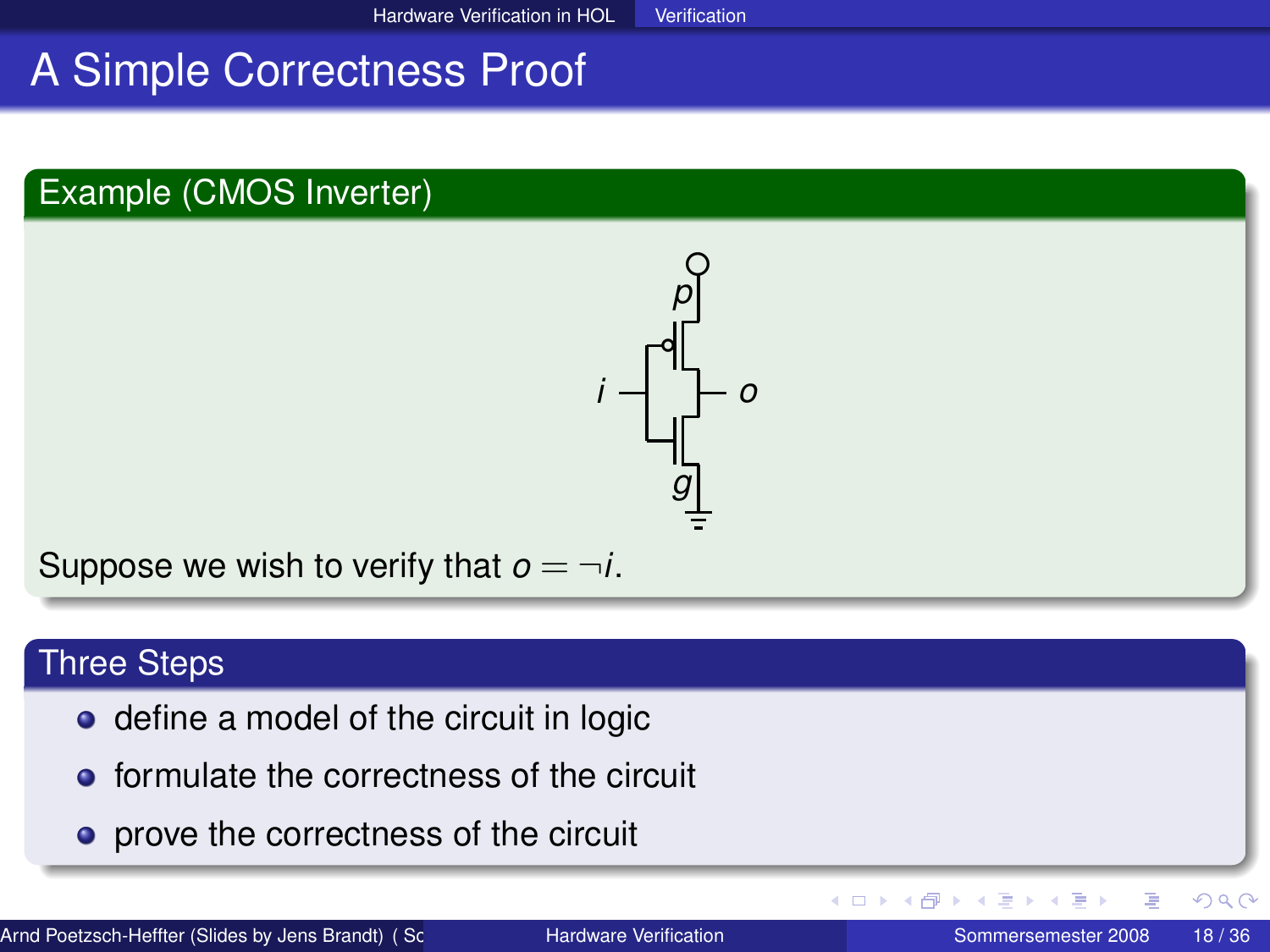# A Simple Correctness Proof

## Example (CMOS Inverter)

Suppose we wish to verify that $o = \neg i$.

## Three Steps

- define a model of the circuit in logic
- formulate the correctness of the circuit
- prove the correctness of the circuit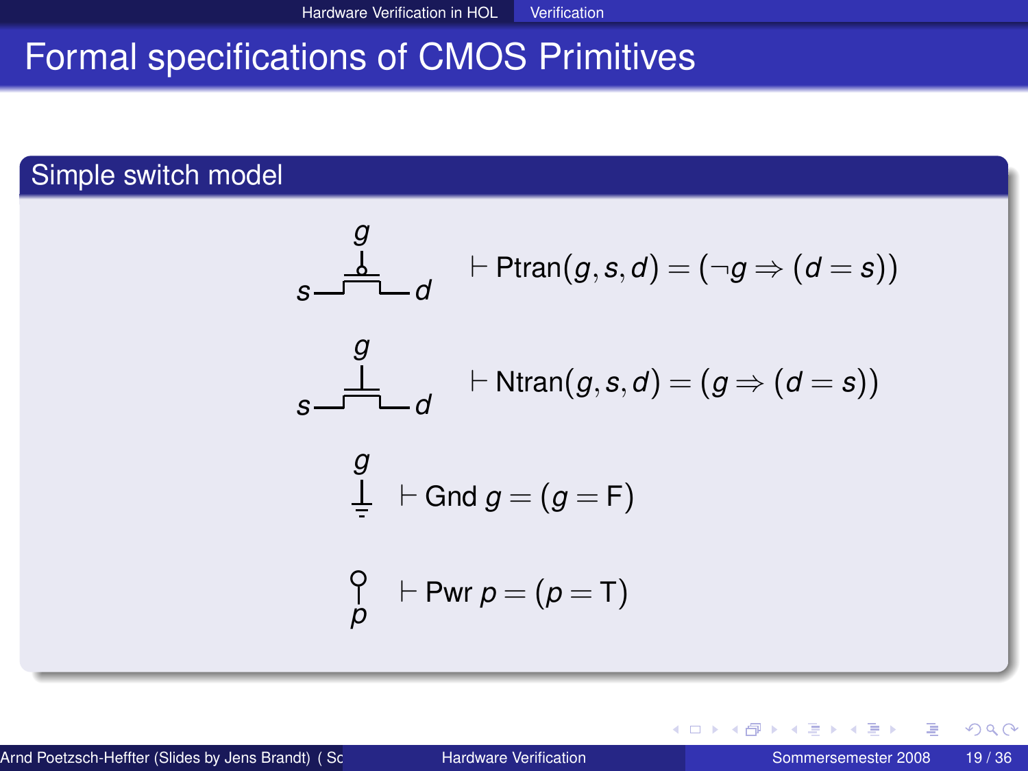# Formal specifications of CMOS Primitives

## Simple switch model

$$\vdash \text{Ptran}(g, s, d) = (\neg g \Rightarrow (d = s))$$

$$\vdash \text{Ntran}(g, s, d) = (g \Rightarrow (d = s))$$

$$\vdash \text{Gnd } g = (g = \text{F})$$

$$\vdash \text{Pwr } p = (p = \text{T})$$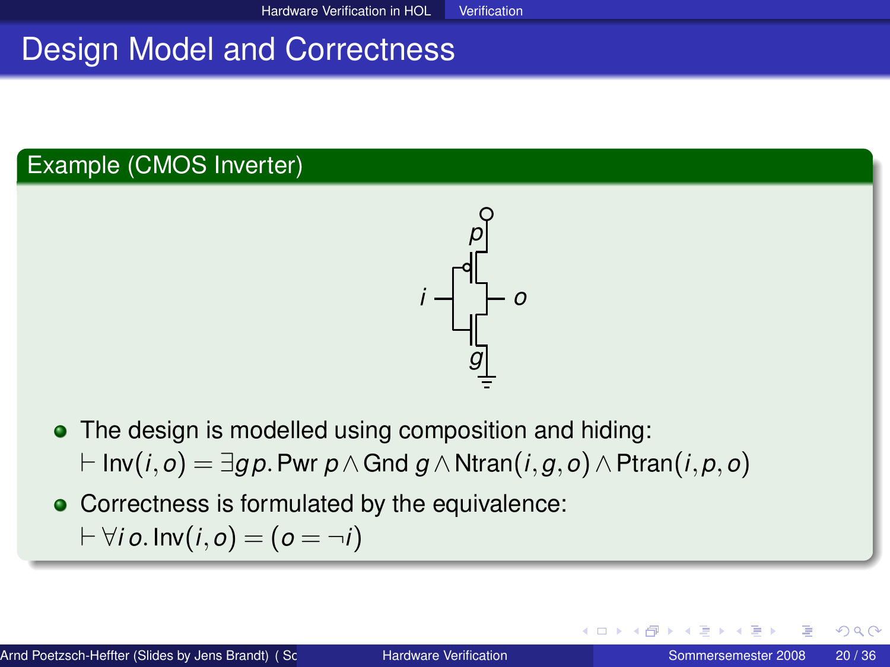# Design Model and Correctness

## Example (CMOS Inverter)

- The design is modelled using composition and hiding:
  $\vdash \text{Inv}(i,o) = \exists g\, p.\, \text{Pwr}\; p \wedge \text{Gnd}\; g \wedge \text{Ntran}(i,g,o) \wedge \text{Ptran}(i,p,o)$
- Correctness is formulated by the equivalence:
  $\vdash \forall i\, o.\, \text{Inv}(i,o) = (o = \neg i)$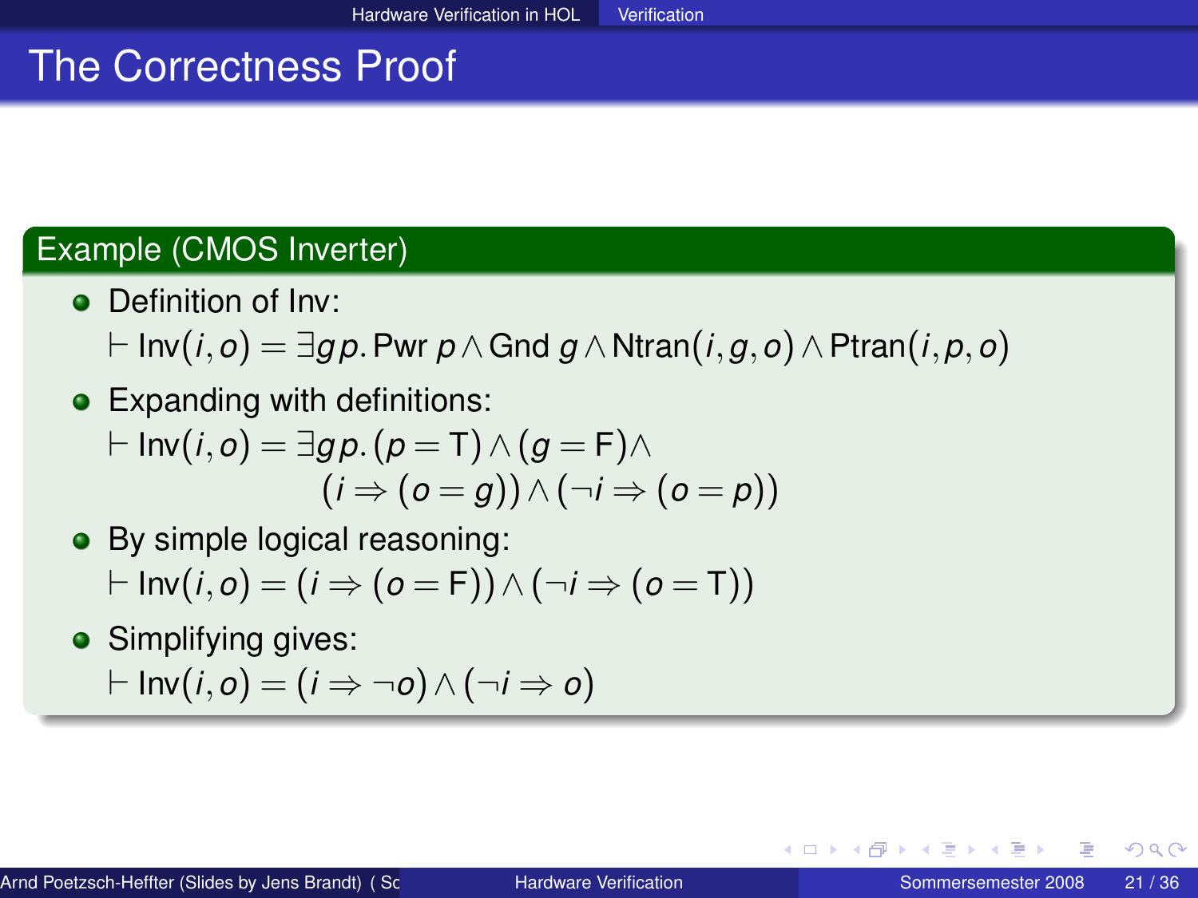# The Correctness Proof

## Example (CMOS Inverter)

- Definition of Inv:

  $\vdash \mathrm{Inv}(i, o) = \exists g\, p.\, \mathrm{Pwr}\ p \wedge \mathrm{Gnd}\ g \wedge \mathrm{Ntran}(i, g, o) \wedge \mathrm{Ptran}(i, p, o)$

- Expanding with definitions:

  $$\vdash \mathrm{Inv}(i, o) = \exists g\, p.\, (p = \mathrm{T}) \wedge (g = \mathrm{F}) \wedge (i \Rightarrow (o = g)) \wedge (\neg i \Rightarrow (o = p))$$

- By simple logical reasoning:

  $\vdash \mathrm{Inv}(i, o) = (i \Rightarrow (o = \mathrm{F})) \wedge (\neg i \Rightarrow (o = \mathrm{T}))$

- Simplifying gives:

  $\vdash \mathrm{Inv}(i, o) = (i \Rightarrow \neg o) \wedge (\neg i \Rightarrow o)$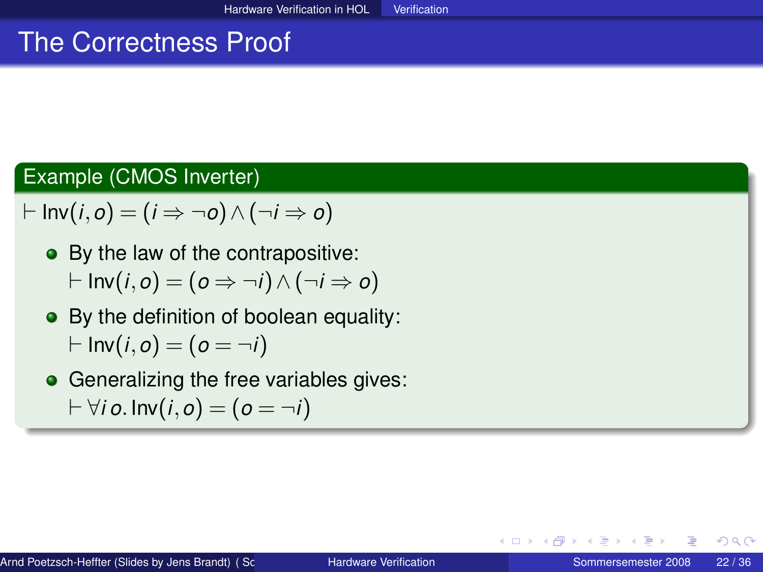# The Correctness Proof

**Example (CMOS Inverter)**

$\vdash \mathsf{Inv}(i, o) = (i \Rightarrow \neg o) \wedge (\neg i \Rightarrow o)$

- By the law of the contrapositive:
  $\vdash \mathsf{Inv}(i, o) = (o \Rightarrow \neg i) \wedge (\neg i \Rightarrow o)$
- By the definition of boolean equality:
  $\vdash \mathsf{Inv}(i, o) = (o = \neg i)$
- Generalizing the free variables gives:
  $\vdash \forall i\, o.\, \mathsf{Inv}(i, o) = (o = \neg i)$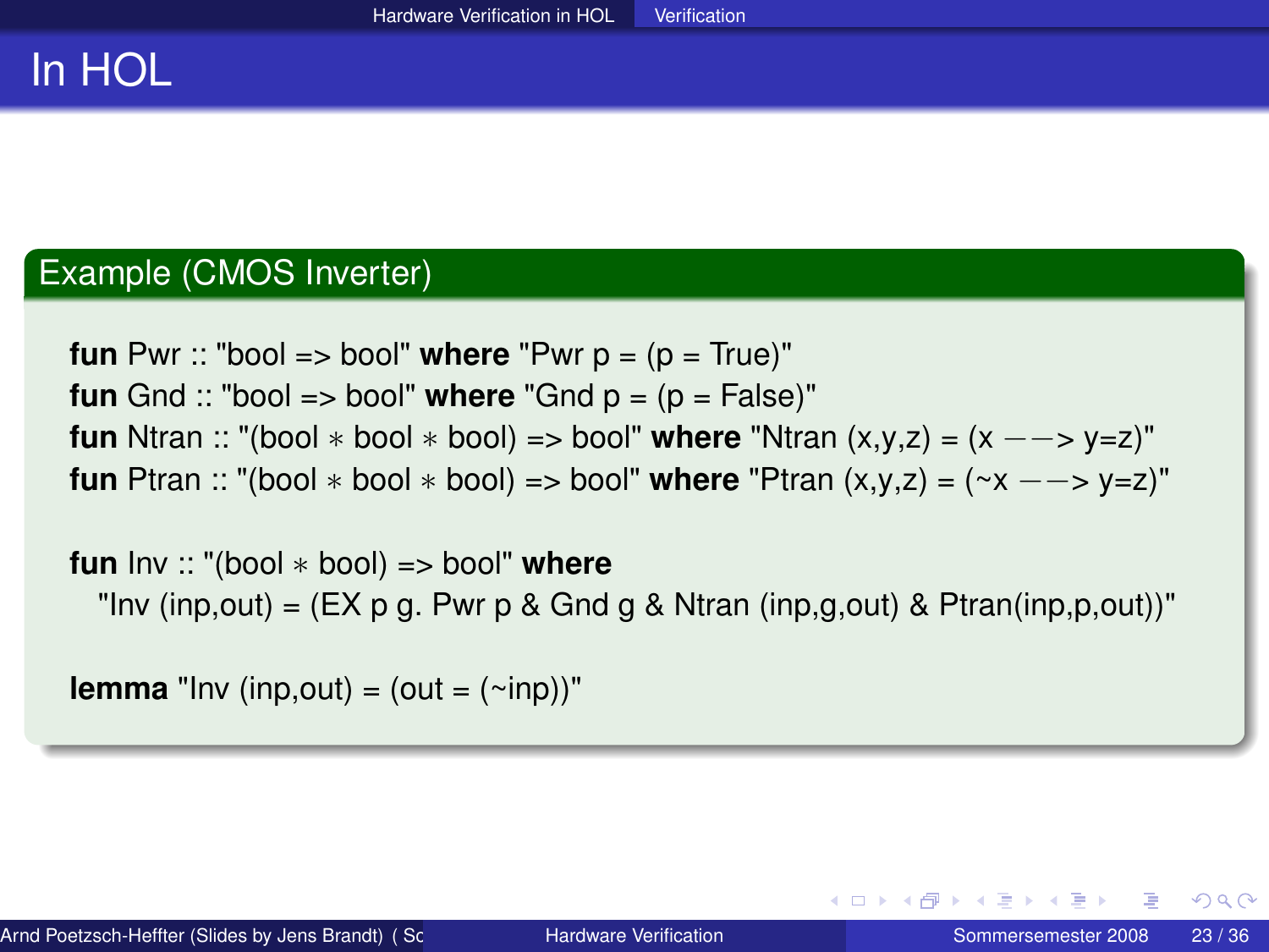# In HOL

## Example (CMOS Inverter)

```
fun Pwr :: "bool => bool" where "Pwr p = (p = True)"
fun Gnd :: "bool => bool" where "Gnd p = (p = False)"
fun Ntran :: "(bool * bool * bool) => bool" where "Ntran (x,y,z) = (x --> y=z)"
fun Ptran :: "(bool * bool * bool) => bool" where "Ptran (x,y,z) = (~x --> y=z)"

fun Inv :: "(bool * bool) => bool" where
  "Inv (inp,out) = (EX p g. Pwr p & Gnd g & Ntran (inp,g,out) & Ptran(inp,p,out))"

lemma "Inv (inp,out) = (out = (~inp))"
```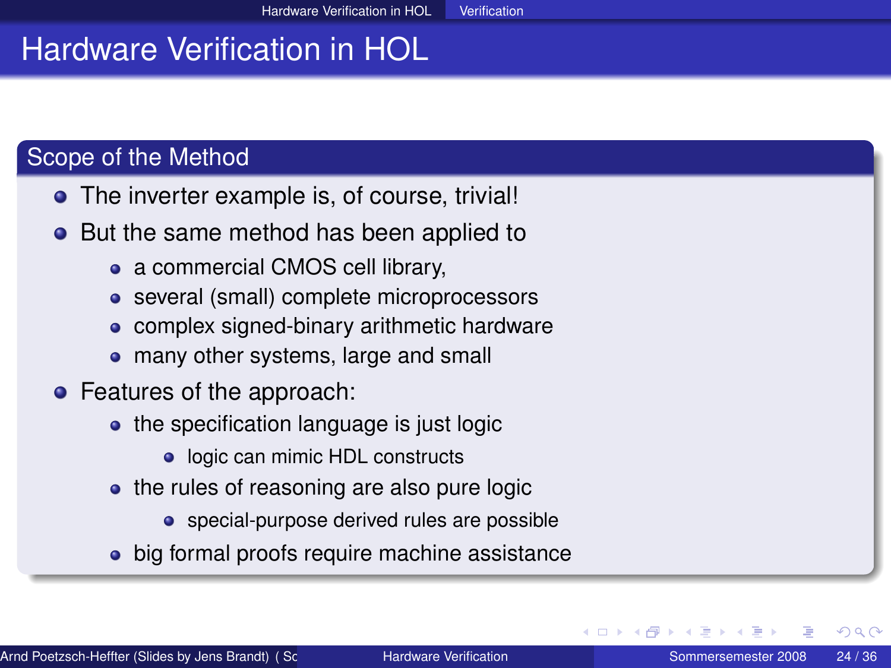# Hardware Verification in HOL

## Scope of the Method

- The inverter example is, of course, trivial!
- But the same method has been applied to
  - a commercial CMOS cell library,
  - several (small) complete microprocessors
  - complex signed-binary arithmetic hardware
  - many other systems, large and small
- Features of the approach:
  - the specification language is just logic
    - logic can mimic HDL constructs
  - the rules of reasoning are also pure logic
    - special-purpose derived rules are possible
  - big formal proofs require machine assistance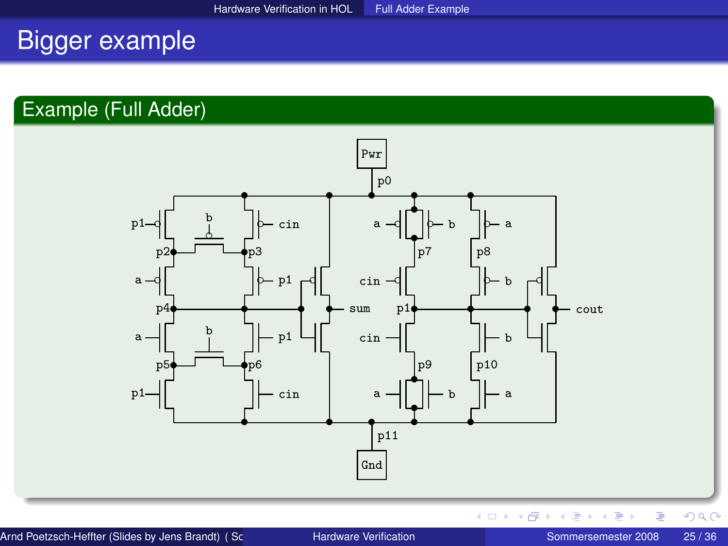# Bigger example

## Example (Full Adder)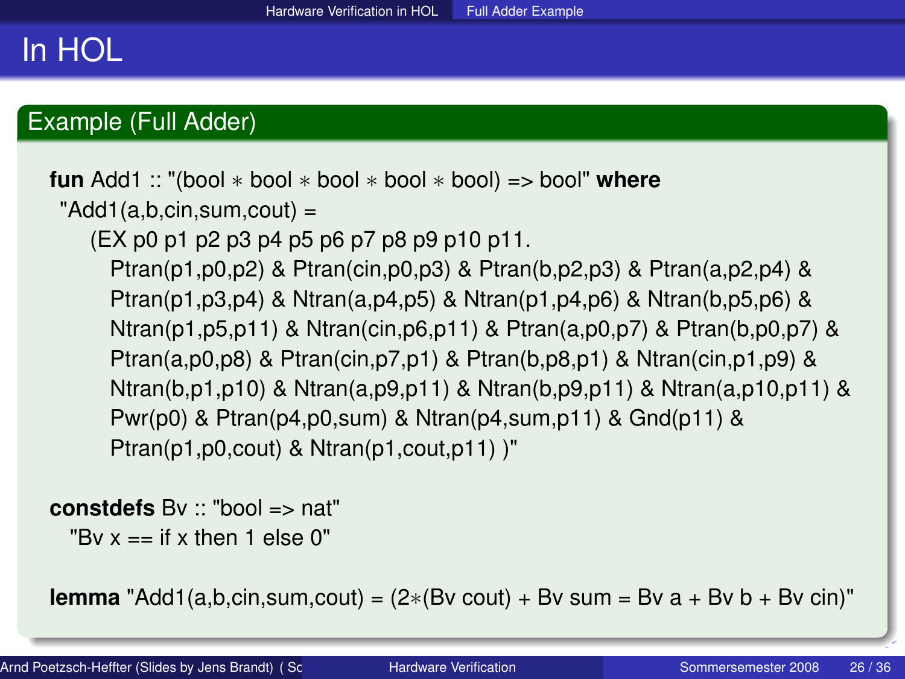# In HOL

## Example (Full Adder)

```
fun Add1 :: "(bool * bool * bool * bool * bool) => bool" where
 "Add1(a,b,cin,sum,cout) =
   (EX p0 p1 p2 p3 p4 p5 p6 p7 p8 p9 p10 p11.
     Ptran(p1,p0,p2) & Ptran(cin,p0,p3) & Ptran(b,p2,p3) & Ptran(a,p2,p4) &
     Ptran(p1,p3,p4) & Ntran(a,p4,p5) & Ntran(p1,p4,p6) & Ntran(b,p5,p6) &
     Ntran(p1,p5,p11) & Ntran(cin,p6,p11) & Ptran(a,p0,p7) & Ptran(b,p0,p7) &
     Ptran(a,p0,p8) & Ptran(cin,p7,p1) & Ptran(b,p8,p1) & Ntran(cin,p1,p9) &
     Ntran(b,p1,p10) & Ntran(a,p9,p11) & Ntran(b,p9,p11) & Ntran(a,p10,p11) &
     Pwr(p0) & Ptran(p4,p0,sum) & Ntran(p4,sum,p11) & Gnd(p11) &
     Ptran(p1,p0,cout) & Ntran(p1,cout,p11) )"

constdefs Bv :: "bool => nat"
  "Bv x == if x then 1 else 0"

lemma "Add1(a,b,cin,sum,cout) = (2*(Bv cout) + Bv sum = Bv a + Bv b + Bv cin)"
```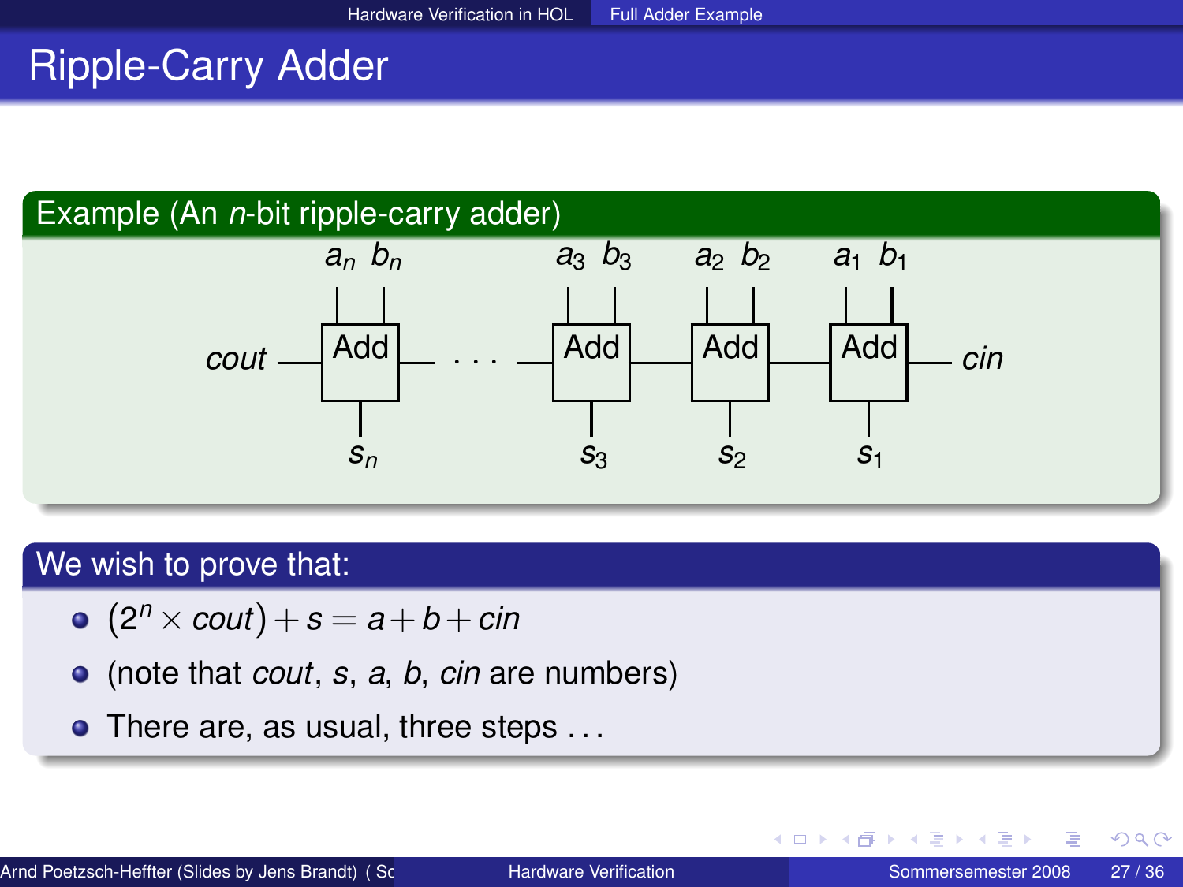# Ripple-Carry Adder

## Example (An *n*-bit ripple-carry adder)

$a_n$ $b_n$ &nbsp;&nbsp;&nbsp;&nbsp; $a_3$ $b_3$ &nbsp;&nbsp; $a_2$ $b_2$ &nbsp;&nbsp; $a_1$ $b_1$

*cout* — Add — . . . — Add — Add — Add — *cin*

$s_n$ &nbsp;&nbsp;&nbsp;&nbsp; $s_3$ &nbsp;&nbsp; $s_2$ &nbsp;&nbsp; $s_1$

## We wish to prove that:

- $(2^n \times cout) + s = a + b + cin$
- (note that *cout*, *s*, *a*, *b*, *cin* are numbers)
- There are, as usual, three steps ...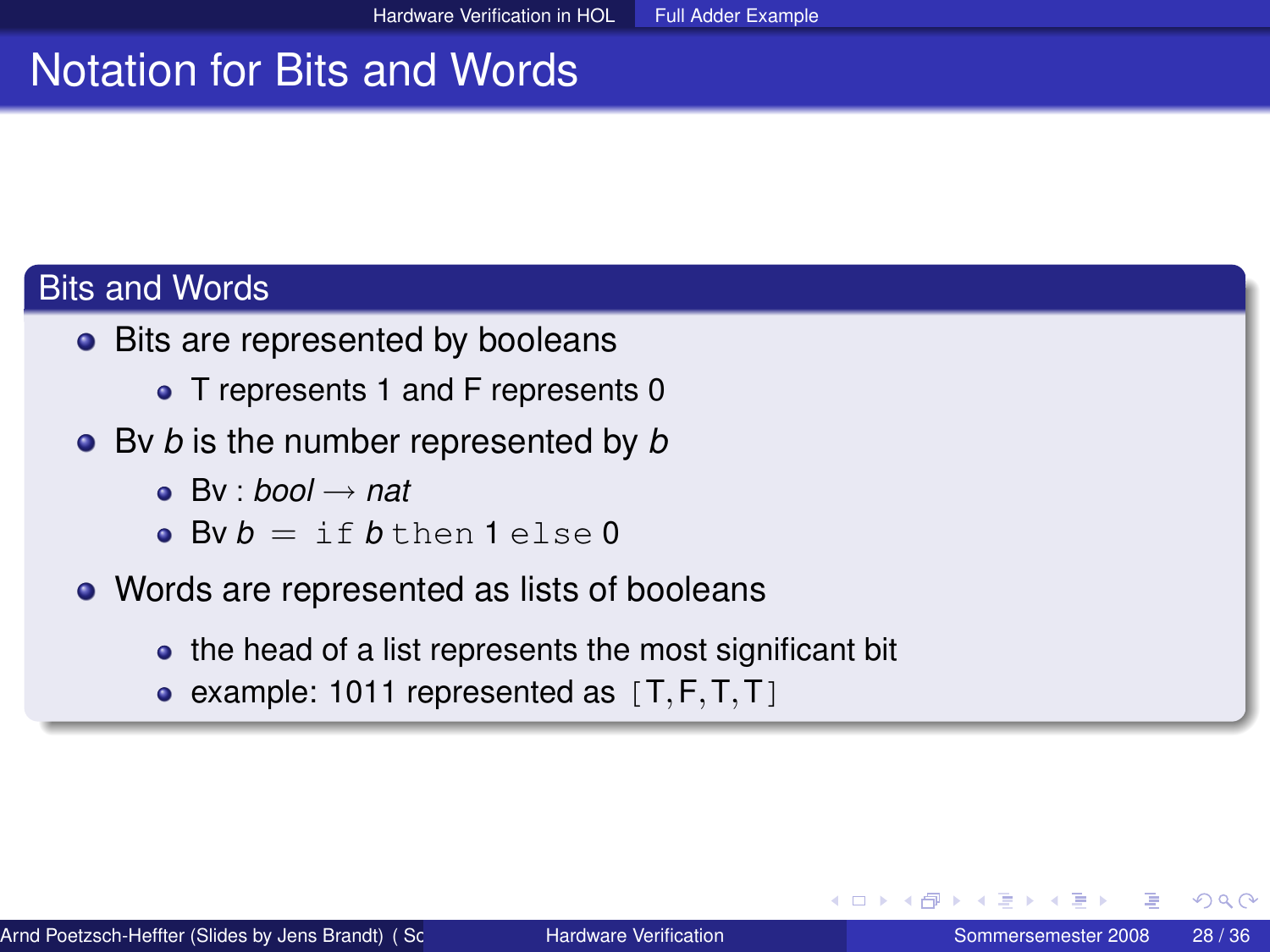# Notation for Bits and Words

## Bits and Words

- Bits are represented by booleans
  - T represents 1 and F represents 0
- Bv *b* is the number represented by *b*
  - Bv : $bool \longrightarrow nat$
  - Bv $b$ = `if` $b$ `then` 1 `else` 0
- Words are represented as lists of booleans
  - the head of a list represents the most significant bit
  - example: 1011 represented as [T, F, T, T]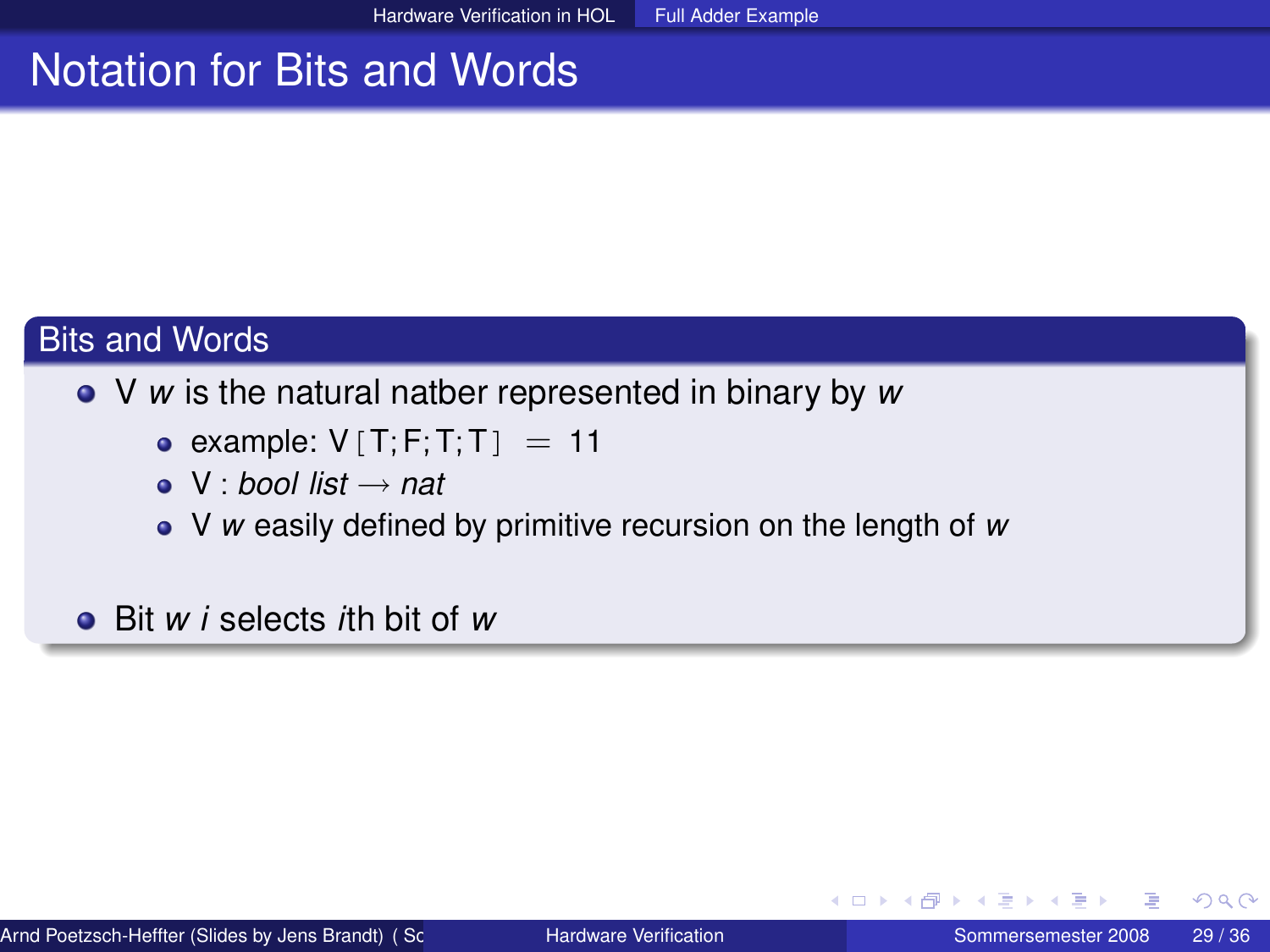# Notation for Bits and Words

## Bits and Words

- V *w* is the natural natber represented in binary by *w*
  - example: V [ T; F; T; T ] $=$ 11
  - V : *bool list* $\rightarrow$ *nat*
  - V *w* easily defined by primitive recursion on the length of *w*
- Bit *w i* selects *i*th bit of *w*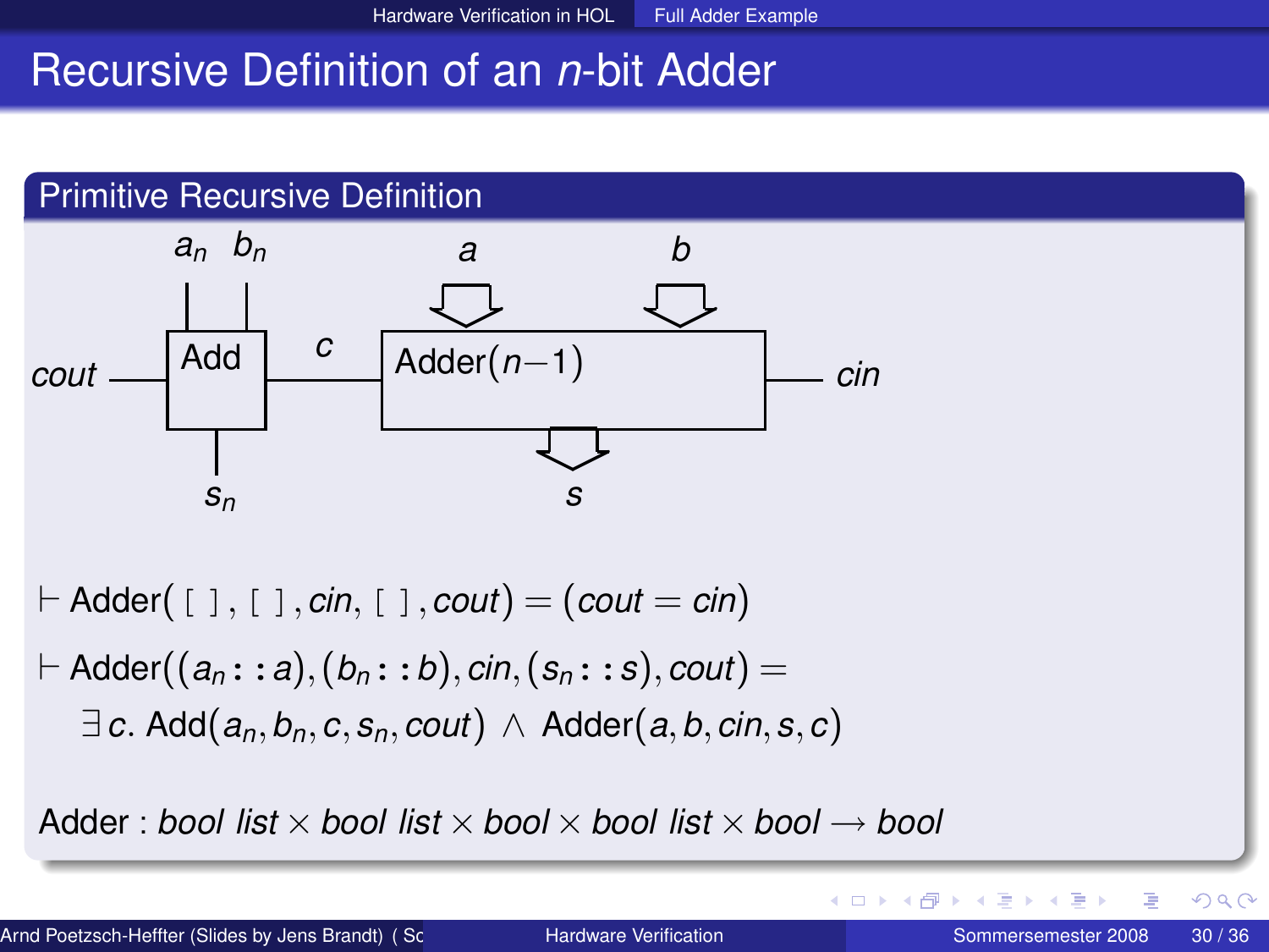# Recursive Definition of an *n*-bit Adder

## Primitive Recursive Definition

$a_n$ $b_n$ $a$ $b$

$cout$ Add $c$ Adder($n-1$) $cin$

$s_n$ $s$

$$\vdash \text{Adder}(\,[\,]\,,\,[\,]\,, cin,\,[\,]\,, cout) = (cout = cin)$$

$$\vdash \text{Adder}((a_n::a),(b_n::b), cin,(s_n::s), cout) =$$
$$\exists\, c.\ \text{Add}(a_n, b_n, c, s_n, cout)\ \wedge\ \text{Adder}(a, b, cin, s, c)$$

Adder : *bool list* $\times$ *bool list* $\times$ *bool* $\times$ *bool list* $\times$ *bool* $\longrightarrow$ *bool*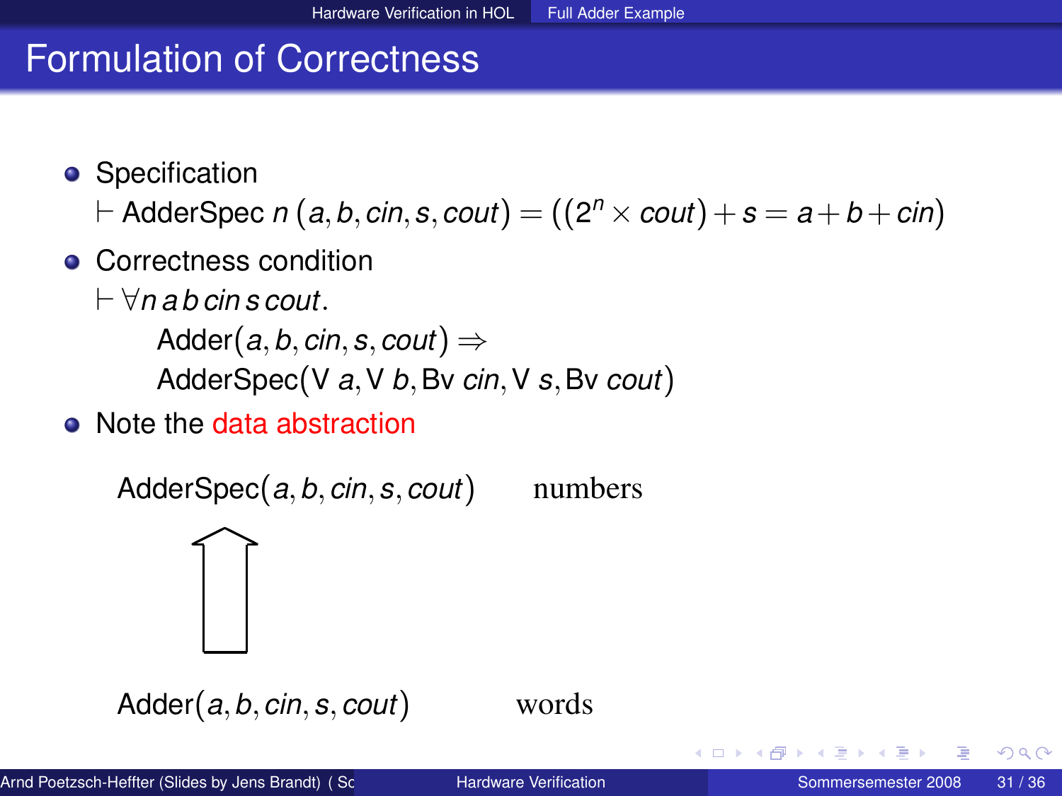# Formulation of Correctness

- Specification

  $\vdash \text{AdderSpec}\ n\ (a, b, cin, s, cout) = ((2^n \times cout) + s = a + b + cin)$

- Correctness condition

  $\vdash \forall n\ a\ b\ cin\ s\ cout.$

  $\quad \text{Adder}(a, b, cin, s, cout) \Rightarrow$

  $\quad \text{AdderSpec}(\text{V}\ a, \text{V}\ b, \text{Bv}\ cin, \text{V}\ s, \text{Bv}\ cout)$

- Note the data abstraction

$\text{AdderSpec}(a, b, cin, s, cout)$ numbers

⇑

$\text{Adder}(a, b, cin, s, cout)$ words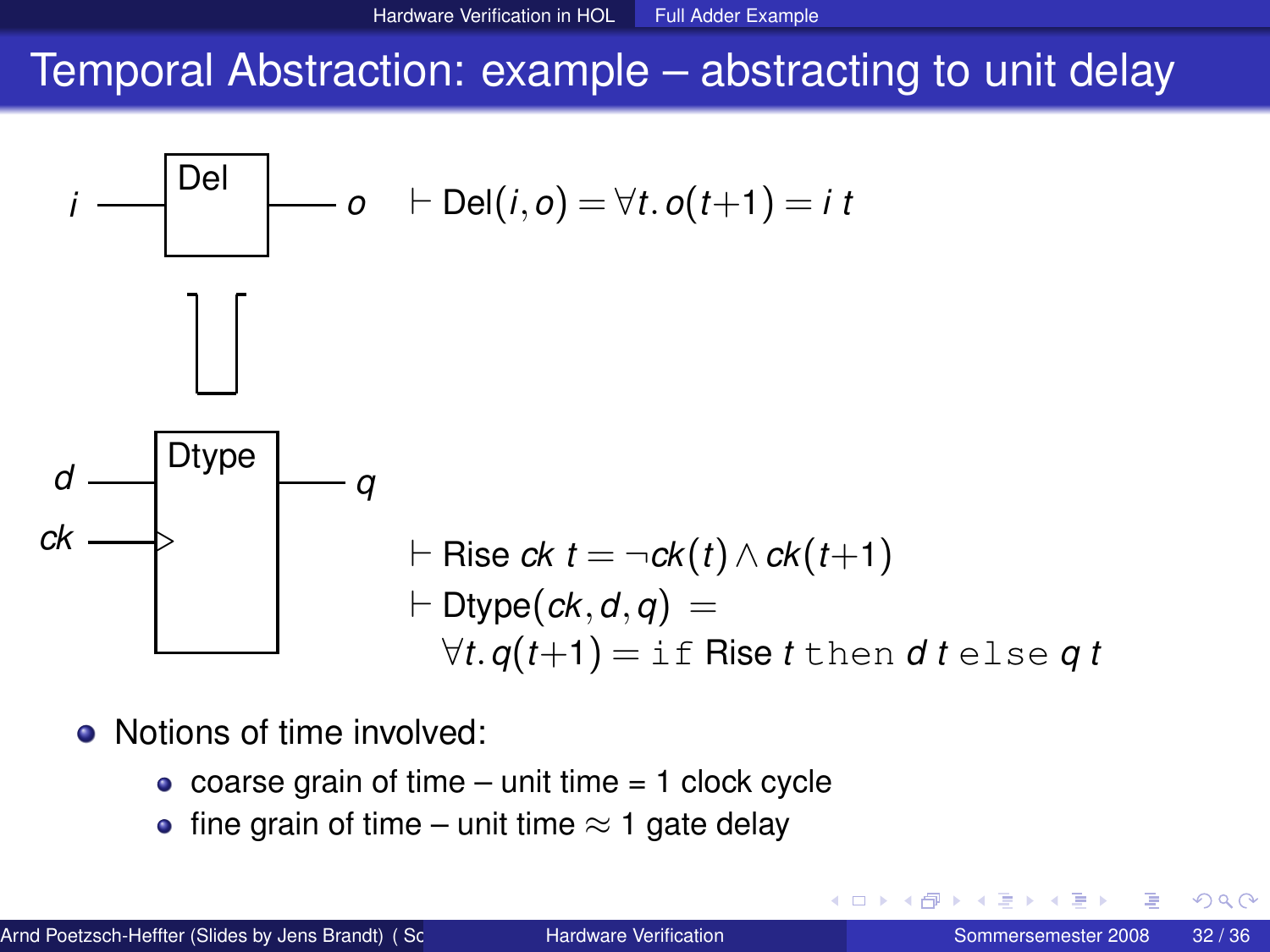# Temporal Abstraction: example – abstracting to unit delay

Del: $i$ → $o$

$$\vdash \text{Del}(i, o) = \forall t.\, o(t+1) = i\ t$$

⊔

Dtype: $d$, $ck$ → $q$

$$\vdash \text{Rise}\ ck\ t = \neg ck(t) \wedge ck(t+1)$$

$$\vdash \text{Dtype}(ck, d, q) = \forall t.\, q(t+1) = \texttt{if}\ \text{Rise}\ t\ \texttt{then}\ d\ t\ \texttt{else}\ q\ t$$

- Notions of time involved:
  - coarse grain of time – unit time = 1 clock cycle
  - fine grain of time – unit time ≈ 1 gate delay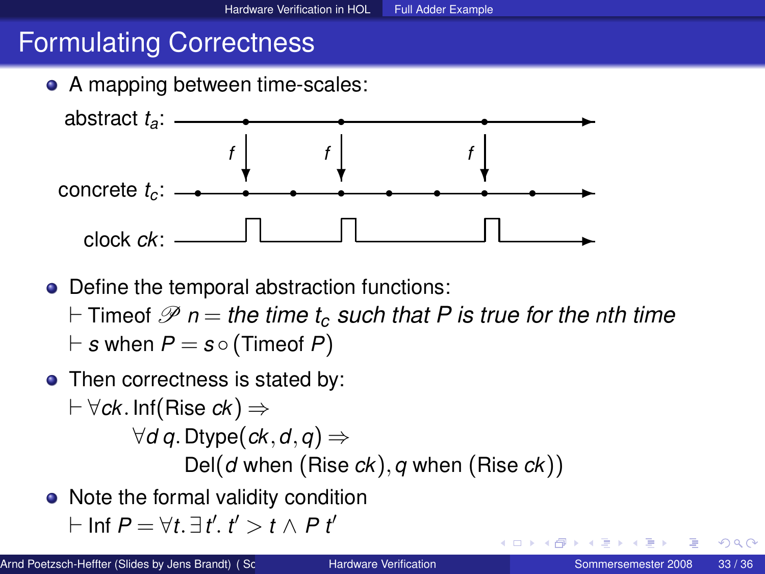# Formulating Correctness

- A mapping between time-scales:

abstract $t_a$:

concrete $t_c$:

clock $ck$:

- Define the temporal abstraction functions:
  $\vdash$ Timeof $\mathscr{P}$ $n =$ *the time $t_c$ such that P is true for the nth time*
  $\vdash$ $s$ when $P = s \circ (\text{Timeof } P)$
- Then correctness is stated by:

$$\vdash \forall ck.\, \text{Inf}(\text{Rise } ck) \Rightarrow$$
$$\forall d\, q.\, \text{Dtype}(ck, d, q) \Rightarrow$$
$$\text{Del}(d \text{ when } (\text{Rise } ck), q \text{ when } (\text{Rise } ck))$$

- Note the formal validity condition
  $\vdash$ Inf $P = \forall t. \exists t'. t' > t \wedge P\, t'$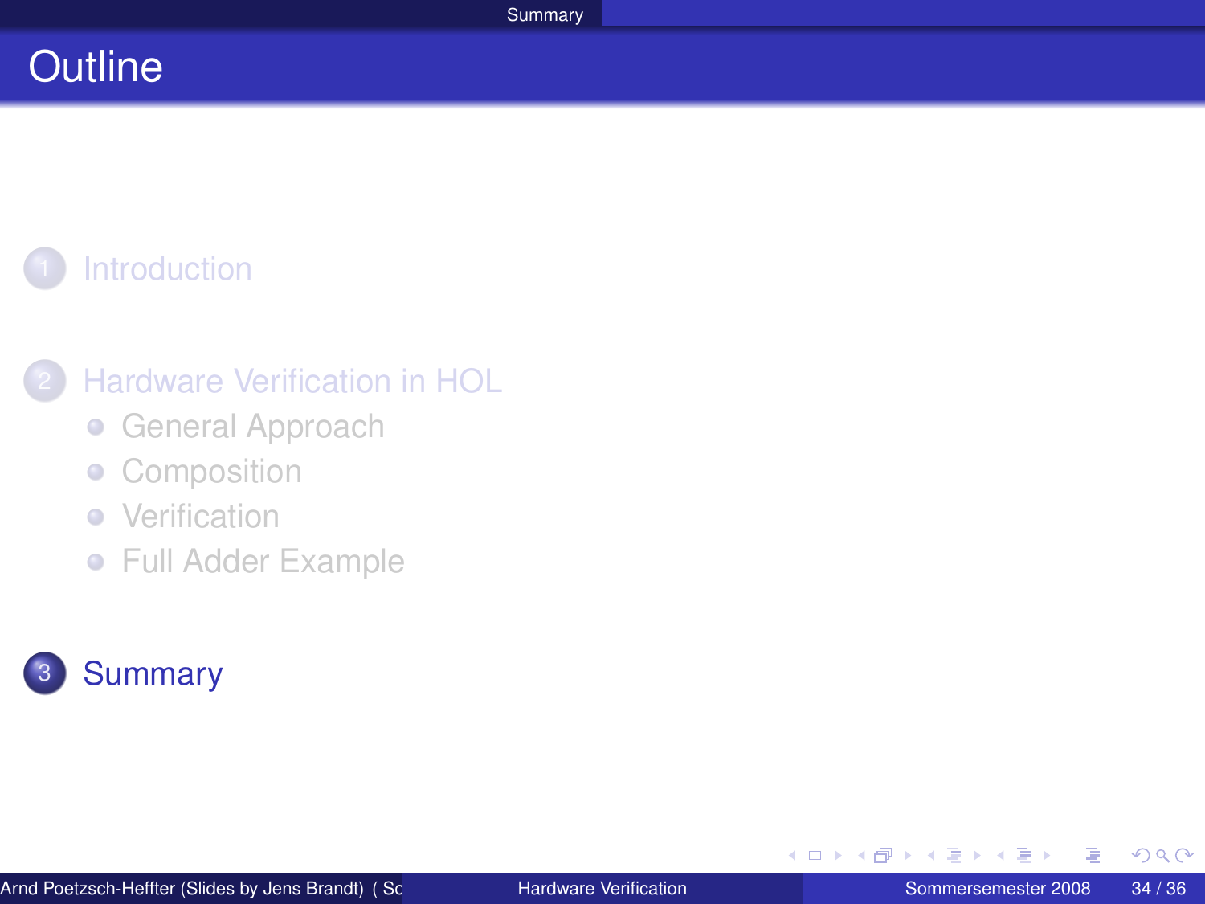# Outline

1. Introduction

2. Hardware Verification in HOL
   - General Approach
   - Composition
   - Verification
   - Full Adder Example

3. Summary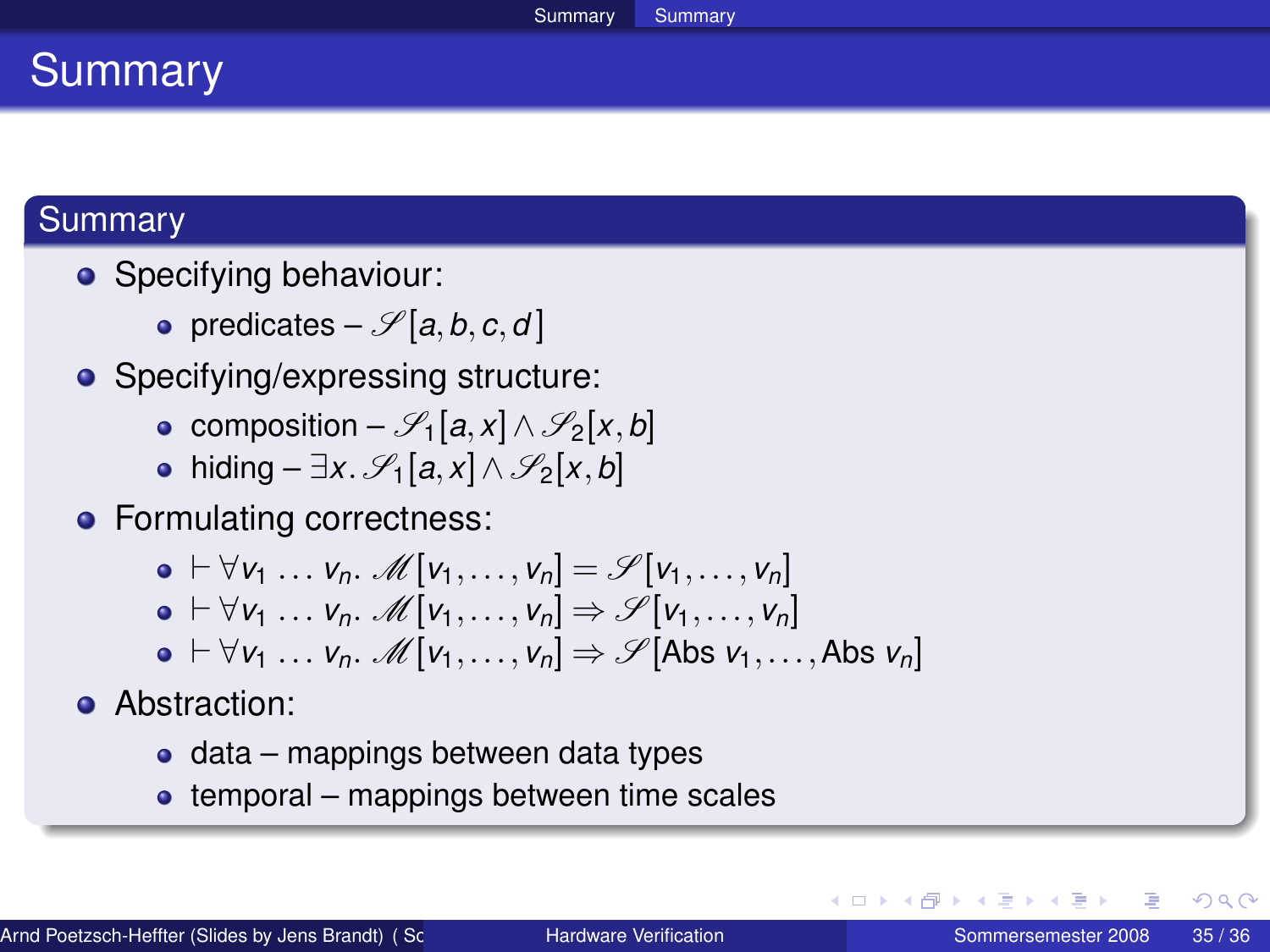# Summary

## Summary

- Specifying behaviour:
  - predicates – $\mathscr{S}[a, b, c, d]$
- Specifying/expressing structure:
  - composition – $\mathscr{S}_1[a, x] \wedge \mathscr{S}_2[x, b]$
  - hiding – $\exists x. \mathscr{S}_1[a, x] \wedge \mathscr{S}_2[x, b]$
- Formulating correctness:
  - $\vdash \forall v_1 \ldots v_n. \mathscr{M}[v_1, \ldots, v_n] = \mathscr{S}[v_1, \ldots, v_n]$
  - $\vdash \forall v_1 \ldots v_n. \mathscr{M}[v_1, \ldots, v_n] \Rightarrow \mathscr{S}[v_1, \ldots, v_n]$
  - $\vdash \forall v_1 \ldots v_n. \mathscr{M}[v_1, \ldots, v_n] \Rightarrow \mathscr{S}[\text{Abs } v_1, \ldots, \text{Abs } v_n]$
- Abstraction:
  - data – mappings between data types
  - temporal – mappings between time scales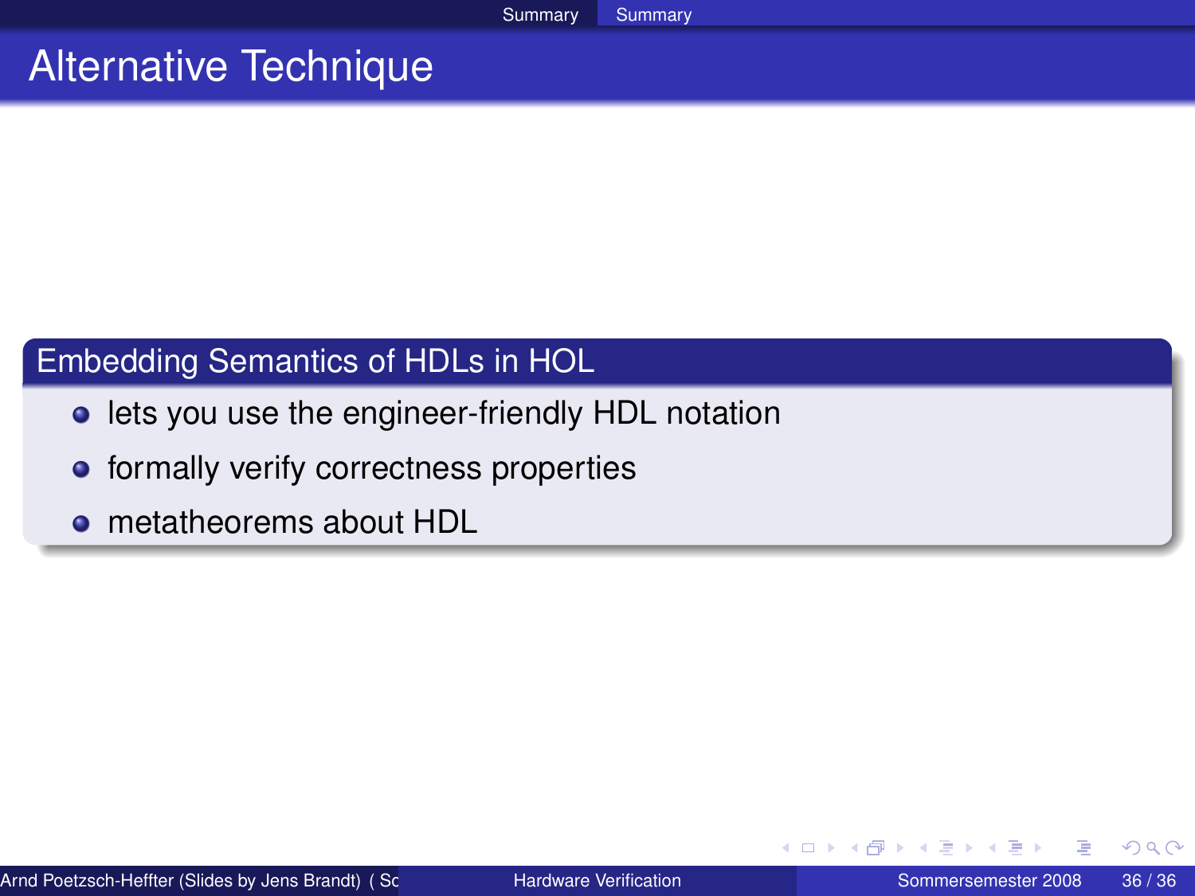# Alternative Technique

## Embedding Semantics of HDLs in HOL

- lets you use the engineer-friendly HDL notation
- formally verify correctness properties
- metatheorems about HDL